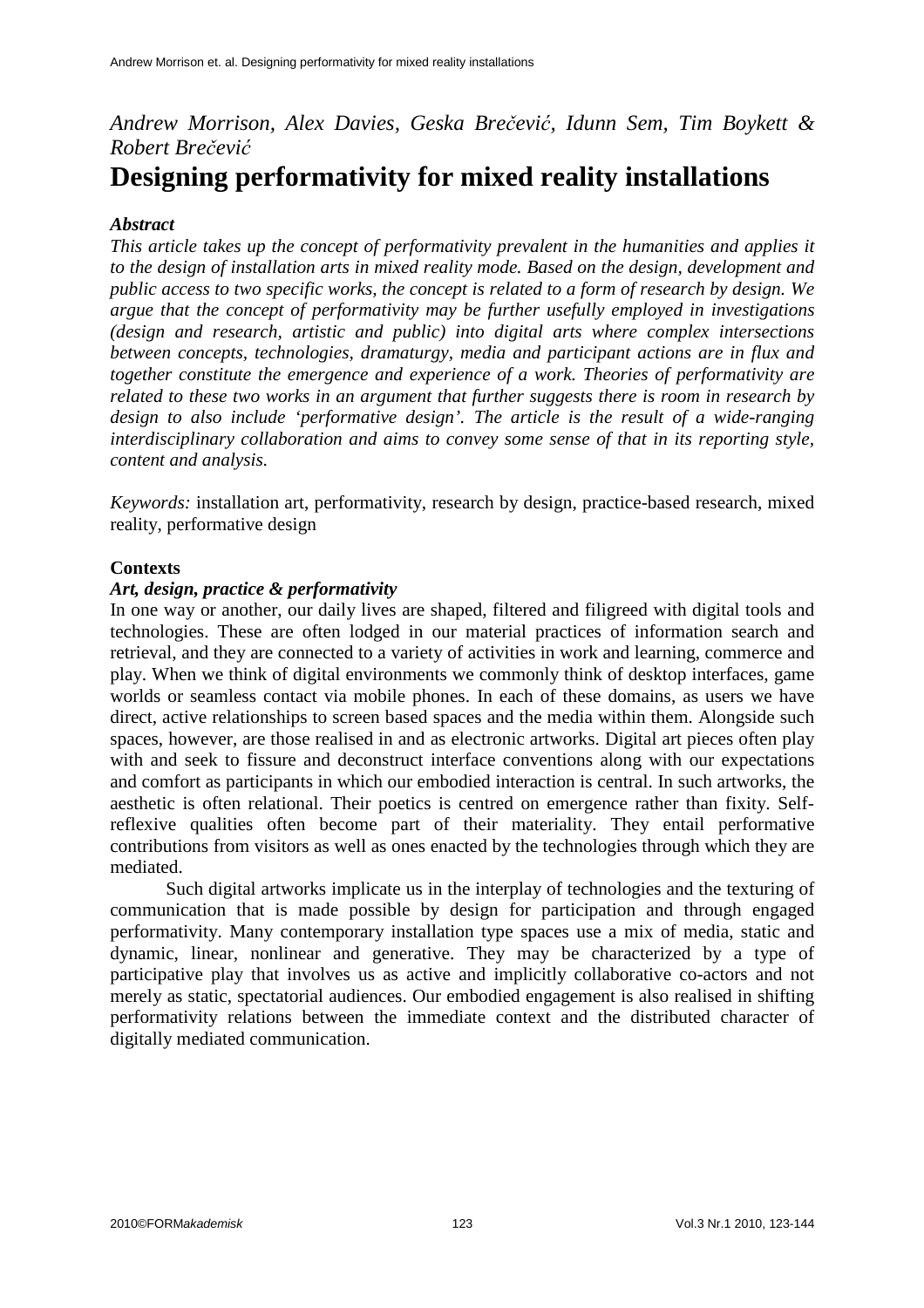*Andrew Morrison, Alex Davies, Geska Brečević, Idunn Sem, Tim Boykett & Robert Brečević*

# Designing performativity for mixed reality installations

***Abstract***

*This article takes up the concept of performativity prevalent in the humanities and applies it to the design of installation arts in mixed reality mode. Based on the design, development and public access to two specific works, the concept is related to a form of research by design. We argue that the concept of performativity may be further usefully employed in investigations (design and research, artistic and public) into digital arts where complex intersections between concepts, technologies, dramaturgy, media and participant actions are in flux and together constitute the emergence and experience of a work. Theories of performativity are related to these two works in an argument that further suggests there is room in research by design to also include 'performative design'. The article is the result of a wide-ranging interdisciplinary collaboration and aims to convey some sense of that in its reporting style, content and analysis.*

*Keywords:* installation art, performativity, research by design, practice-based research, mixed reality, performative design

## Contexts

### *Art, design, practice & performativity*

In one way or another, our daily lives are shaped, filtered and filigreed with digital tools and technologies. These are often lodged in our material practices of information search and retrieval, and they are connected to a variety of activities in work and learning, commerce and play. When we think of digital environments we commonly think of desktop interfaces, game worlds or seamless contact via mobile phones. In each of these domains, as users we have direct, active relationships to screen based spaces and the media within them. Alongside such spaces, however, are those realised in and as electronic artworks. Digital art pieces often play with and seek to fissure and deconstruct interface conventions along with our expectations and comfort as participants in which our embodied interaction is central. In such artworks, the aesthetic is often relational. Their poetics is centred on emergence rather than fixity. Self-reflexive qualities often become part of their materiality. They entail performative contributions from visitors as well as ones enacted by the technologies through which they are mediated.

Such digital artworks implicate us in the interplay of technologies and the texturing of communication that is made possible by design for participation and through engaged performativity. Many contemporary installation type spaces use a mix of media, static and dynamic, linear, nonlinear and generative. They may be characterized by a type of participative play that involves us as active and implicitly collaborative co-actors and not merely as static, spectatorial audiences. Our embodied engagement is also realised in shifting performativity relations between the immediate context and the distributed character of digitally mediated communication.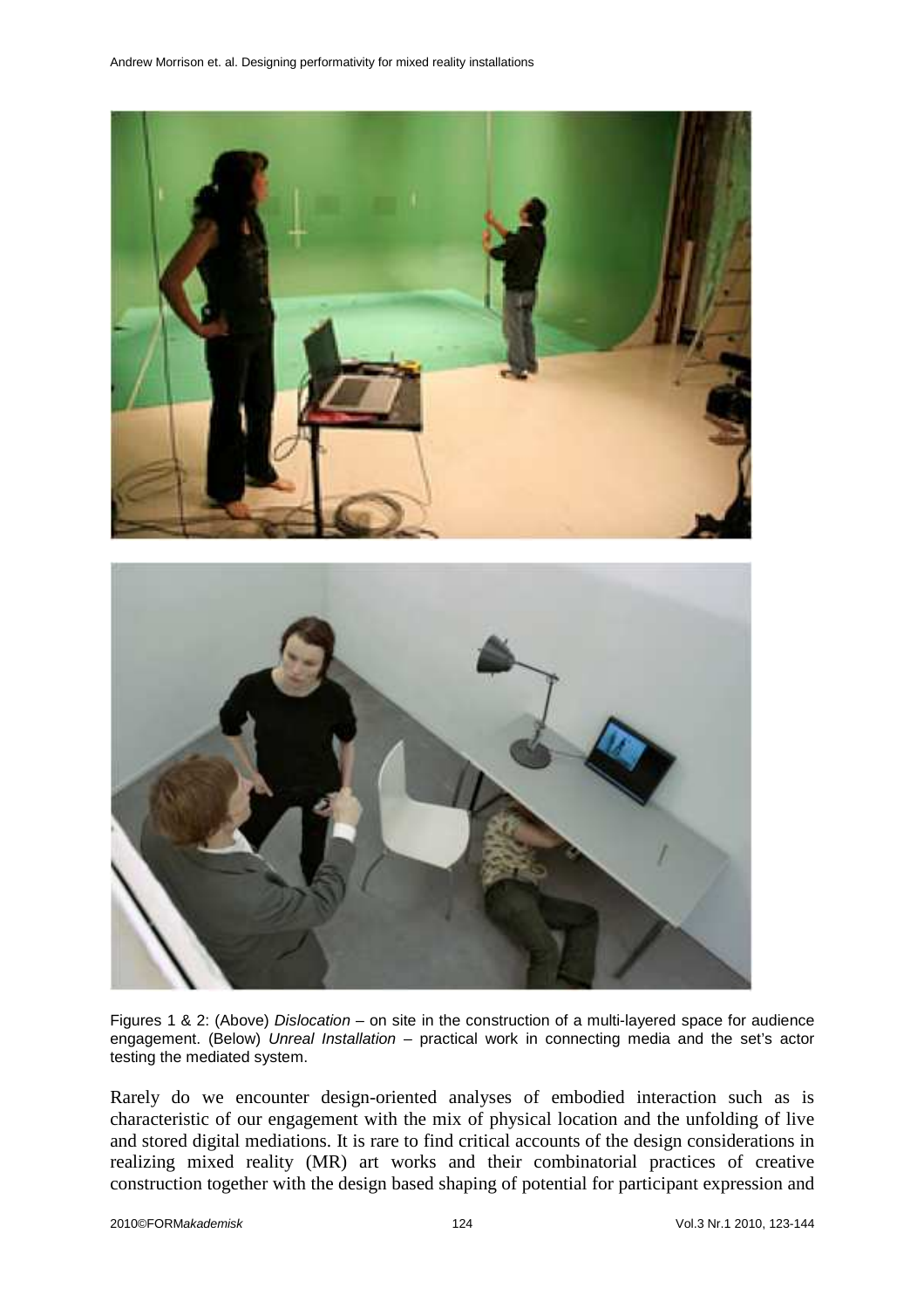Figures 1 & 2: (Above) *Dislocation* – on site in the construction of a multi-layered space for audience engagement. (Below) *Unreal Installation* – practical work in connecting media and the set's actor testing the mediated system.

Rarely do we encounter design-oriented analyses of embodied interaction such as is characteristic of our engagement with the mix of physical location and the unfolding of live and stored digital mediations. It is rare to find critical accounts of the design considerations in realizing mixed reality (MR) art works and their combinatorial practices of creative construction together with the design based shaping of potential for participant expression and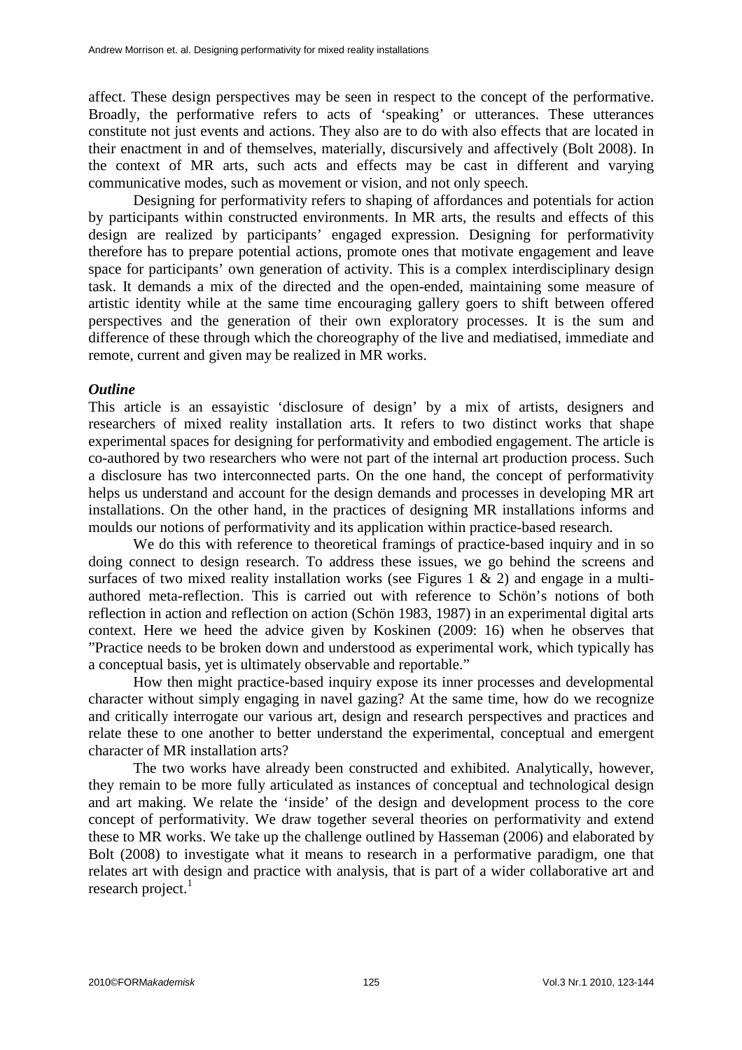affect. These design perspectives may be seen in respect to the concept of the performative. Broadly, the performative refers to acts of 'speaking' or utterances. These utterances constitute not just events and actions. They also are to do with also effects that are located in their enactment in and of themselves, materially, discursively and affectively (Bolt 2008). In the context of MR arts, such acts and effects may be cast in different and varying communicative modes, such as movement or vision, and not only speech.

Designing for performativity refers to shaping of affordances and potentials for action by participants within constructed environments. In MR arts, the results and effects of this design are realized by participants' engaged expression. Designing for performativity therefore has to prepare potential actions, promote ones that motivate engagement and leave space for participants' own generation of activity. This is a complex interdisciplinary design task. It demands a mix of the directed and the open-ended, maintaining some measure of artistic identity while at the same time encouraging gallery goers to shift between offered perspectives and the generation of their own exploratory processes. It is the sum and difference of these through which the choreography of the live and mediatised, immediate and remote, current and given may be realized in MR works.

### *Outline*

This article is an essayistic 'disclosure of design' by a mix of artists, designers and researchers of mixed reality installation arts. It refers to two distinct works that shape experimental spaces for designing for performativity and embodied engagement. The article is co-authored by two researchers who were not part of the internal art production process. Such a disclosure has two interconnected parts. On the one hand, the concept of performativity helps us understand and account for the design demands and processes in developing MR art installations. On the other hand, in the practices of designing MR installations informs and moulds our notions of performativity and its application within practice-based research.

We do this with reference to theoretical framings of practice-based inquiry and in so doing connect to design research. To address these issues, we go behind the screens and surfaces of two mixed reality installation works (see Figures 1 & 2) and engage in a multi-authored meta-reflection. This is carried out with reference to Schön's notions of both reflection in action and reflection on action (Schön 1983, 1987) in an experimental digital arts context. Here we heed the advice given by Koskinen (2009: 16) when he observes that "Practice needs to be broken down and understood as experimental work, which typically has a conceptual basis, yet is ultimately observable and reportable."

How then might practice-based inquiry expose its inner processes and developmental character without simply engaging in navel gazing? At the same time, how do we recognize and critically interrogate our various art, design and research perspectives and practices and relate these to one another to better understand the experimental, conceptual and emergent character of MR installation arts?

The two works have already been constructed and exhibited. Analytically, however, they remain to be more fully articulated as instances of conceptual and technological design and art making. We relate the 'inside' of the design and development process to the core concept of performativity. We draw together several theories on performativity and extend these to MR works. We take up the challenge outlined by Hasseman (2006) and elaborated by Bolt (2008) to investigate what it means to research in a performative paradigm, one that relates art with design and practice with analysis, that is part of a wider collaborative art and research project.[1]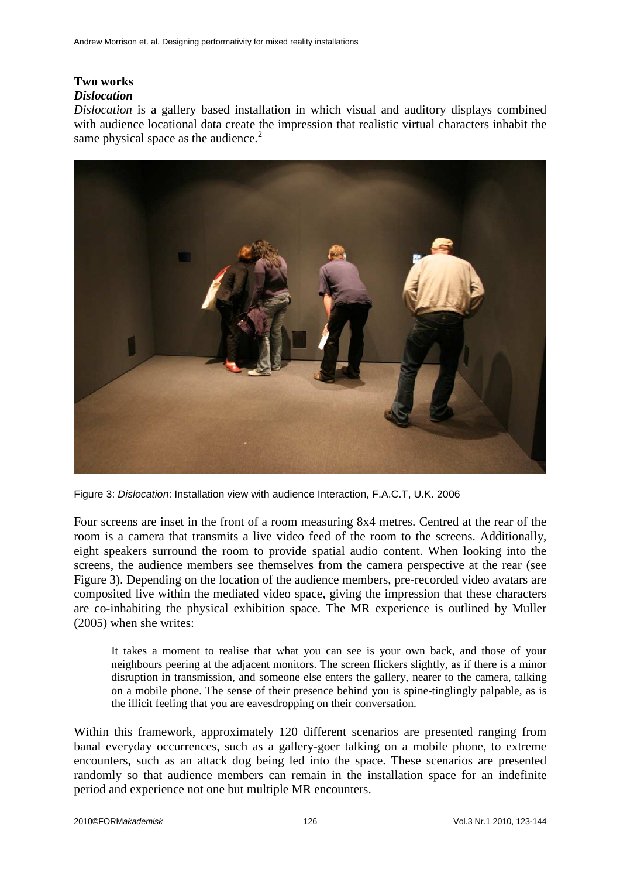## Two works

### *Dislocation*

*Dislocation* is a gallery based installation in which visual and auditory displays combined with audience locational data create the impression that realistic virtual characters inhabit the same physical space as the audience.[2]

Figure 3: *Dislocation*: Installation view with audience Interaction, F.A.C.T, U.K. 2006

Four screens are inset in the front of a room measuring 8x4 metres. Centred at the rear of the room is a camera that transmits a live video feed of the room to the screens. Additionally, eight speakers surround the room to provide spatial audio content. When looking into the screens, the audience members see themselves from the camera perspective at the rear (see Figure 3). Depending on the location of the audience members, pre-recorded video avatars are composited live within the mediated video space, giving the impression that these characters are co-inhabiting the physical exhibition space. The MR experience is outlined by Muller (2005) when she writes:

> It takes a moment to realise that what you can see is your own back, and those of your neighbours peering at the adjacent monitors. The screen flickers slightly, as if there is a minor disruption in transmission, and someone else enters the gallery, nearer to the camera, talking on a mobile phone. The sense of their presence behind you is spine-tinglingly palpable, as is the illicit feeling that you are eavesdropping on their conversation.

Within this framework, approximately 120 different scenarios are presented ranging from banal everyday occurrences, such as a gallery-goer talking on a mobile phone, to extreme encounters, such as an attack dog being led into the space. These scenarios are presented randomly so that audience members can remain in the installation space for an indefinite period and experience not one but multiple MR encounters.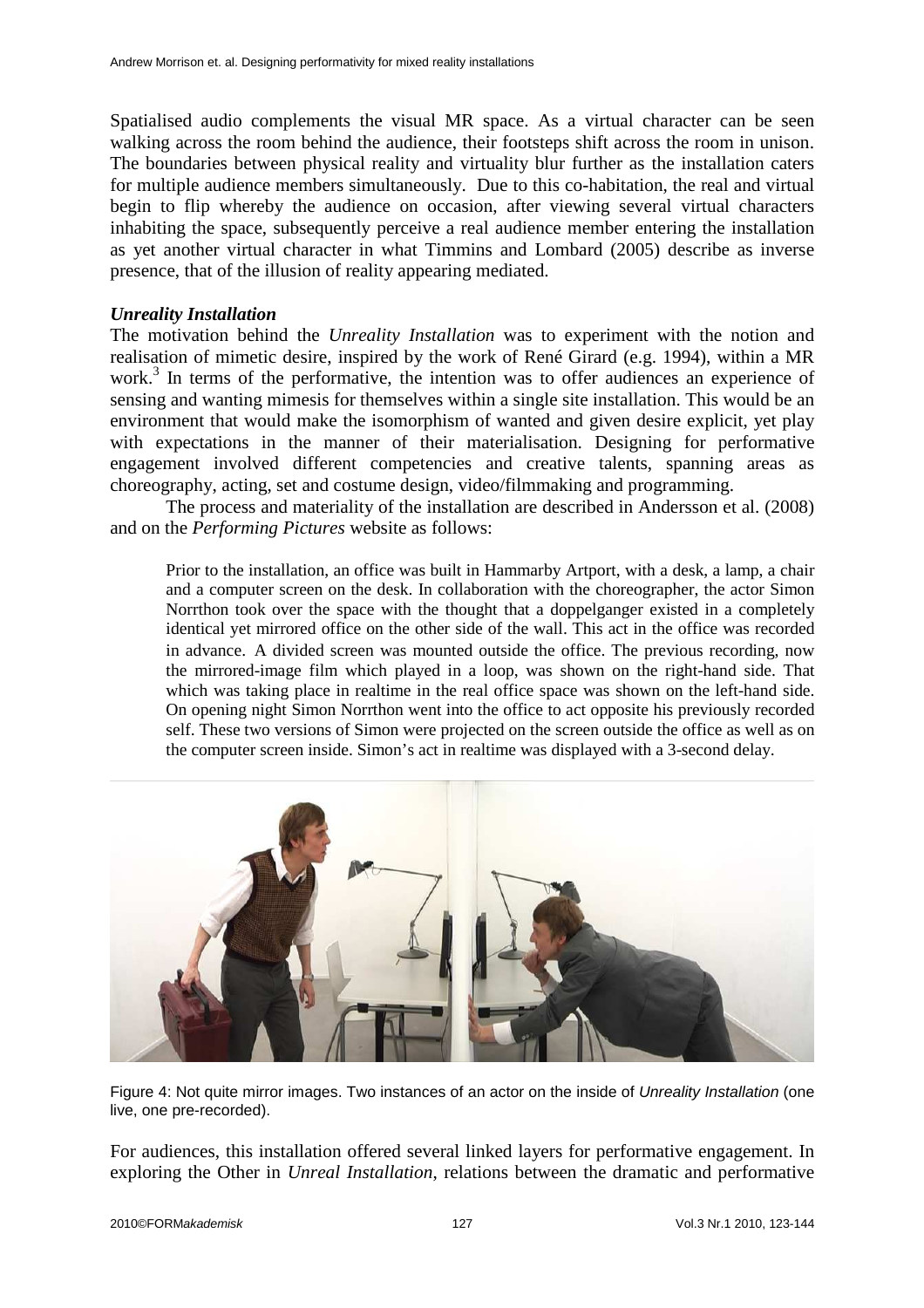Spatialised audio complements the visual MR space. As a virtual character can be seen walking across the room behind the audience, their footsteps shift across the room in unison. The boundaries between physical reality and virtuality blur further as the installation caters for multiple audience members simultaneously. Due to this co-habitation, the real and virtual begin to flip whereby the audience on occasion, after viewing several virtual characters inhabiting the space, subsequently perceive a real audience member entering the installation as yet another virtual character in what Timmins and Lombard (2005) describe as inverse presence, that of the illusion of reality appearing mediated.

### *Unreality Installation*

The motivation behind the *Unreality Installation* was to experiment with the notion and realisation of mimetic desire, inspired by the work of René Girard (e.g. 1994), within a MR work.[3] In terms of the performative, the intention was to offer audiences an experience of sensing and wanting mimesis for themselves within a single site installation. This would be an environment that would make the isomorphism of wanted and given desire explicit, yet play with expectations in the manner of their materialisation. Designing for performative engagement involved different competencies and creative talents, spanning areas as choreography, acting, set and costume design, video/filmmaking and programming.

The process and materiality of the installation are described in Andersson et al. (2008) and on the *Performing Pictures* website as follows:

> Prior to the installation, an office was built in Hammarby Artport, with a desk, a lamp, a chair and a computer screen on the desk. In collaboration with the choreographer, the actor Simon Norrthon took over the space with the thought that a doppelganger existed in a completely identical yet mirrored office on the other side of the wall. This act in the office was recorded in advance. A divided screen was mounted outside the office. The previous recording, now the mirrored-image film which played in a loop, was shown on the right-hand side. That which was taking place in realtime in the real office space was shown on the left-hand side. On opening night Simon Norrthon went into the office to act opposite his previously recorded self. These two versions of Simon were projected on the screen outside the office as well as on the computer screen inside. Simon's act in realtime was displayed with a 3-second delay.

Figure 4: Not quite mirror images. Two instances of an actor on the inside of *Unreality Installation* (one live, one pre-recorded).

For audiences, this installation offered several linked layers for performative engagement. In exploring the Other in *Unreal Installation*, relations between the dramatic and performative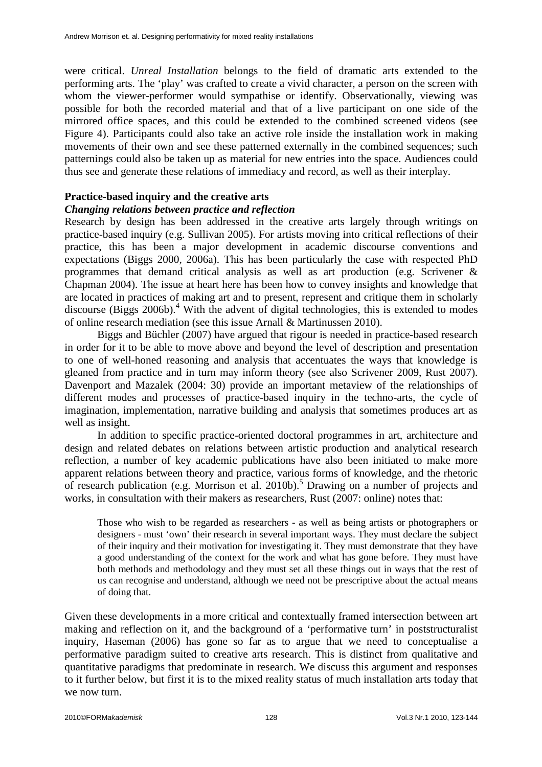were critical. *Unreal Installation* belongs to the field of dramatic arts extended to the performing arts. The 'play' was crafted to create a vivid character, a person on the screen with whom the viewer-performer would sympathise or identify. Observationally, viewing was possible for both the recorded material and that of a live participant on one side of the mirrored office spaces, and this could be extended to the combined screened videos (see Figure 4). Participants could also take an active role inside the installation work in making movements of their own and see these patterned externally in the combined sequences; such patternings could also be taken up as material for new entries into the space. Audiences could thus see and generate these relations of immediacy and record, as well as their interplay.

## Practice-based inquiry and the creative arts

### *Changing relations between practice and reflection*

Research by design has been addressed in the creative arts largely through writings on practice-based inquiry (e.g. Sullivan 2005). For artists moving into critical reflections of their practice, this has been a major development in academic discourse conventions and expectations (Biggs 2000, 2006a). This has been particularly the case with respected PhD programmes that demand critical analysis as well as art production (e.g. Scrivener & Chapman 2004). The issue at heart here has been how to convey insights and knowledge that are located in practices of making art and to present, represent and critique them in scholarly discourse (Biggs 2006b).[4] With the advent of digital technologies, this is extended to modes of online research mediation (see this issue Arnall & Martinussen 2010).

Biggs and Büchler (2007) have argued that rigour is needed in practice-based research in order for it to be able to move above and beyond the level of description and presentation to one of well-honed reasoning and analysis that accentuates the ways that knowledge is gleaned from practice and in turn may inform theory (see also Scrivener 2009, Rust 2007). Davenport and Mazalek (2004: 30) provide an important metaview of the relationships of different modes and processes of practice-based inquiry in the techno-arts, the cycle of imagination, implementation, narrative building and analysis that sometimes produces art as well as insight.

In addition to specific practice-oriented doctoral programmes in art, architecture and design and related debates on relations between artistic production and analytical research reflection, a number of key academic publications have also been initiated to make more apparent relations between theory and practice, various forms of knowledge, and the rhetoric of research publication (e.g. Morrison et al. 2010b).[5] Drawing on a number of projects and works, in consultation with their makers as researchers, Rust (2007: online) notes that:

> Those who wish to be regarded as researchers - as well as being artists or photographers or designers - must 'own' their research in several important ways. They must declare the subject of their inquiry and their motivation for investigating it. They must demonstrate that they have a good understanding of the context for the work and what has gone before. They must have both methods and methodology and they must set all these things out in ways that the rest of us can recognise and understand, although we need not be prescriptive about the actual means of doing that.

Given these developments in a more critical and contextually framed intersection between art making and reflection on it, and the background of a 'performative turn' in poststructuralist inquiry, Haseman (2006) has gone so far as to argue that we need to conceptualise a performative paradigm suited to creative arts research. This is distinct from qualitative and quantitative paradigms that predominate in research. We discuss this argument and responses to it further below, but first it is to the mixed reality status of much installation arts today that we now turn.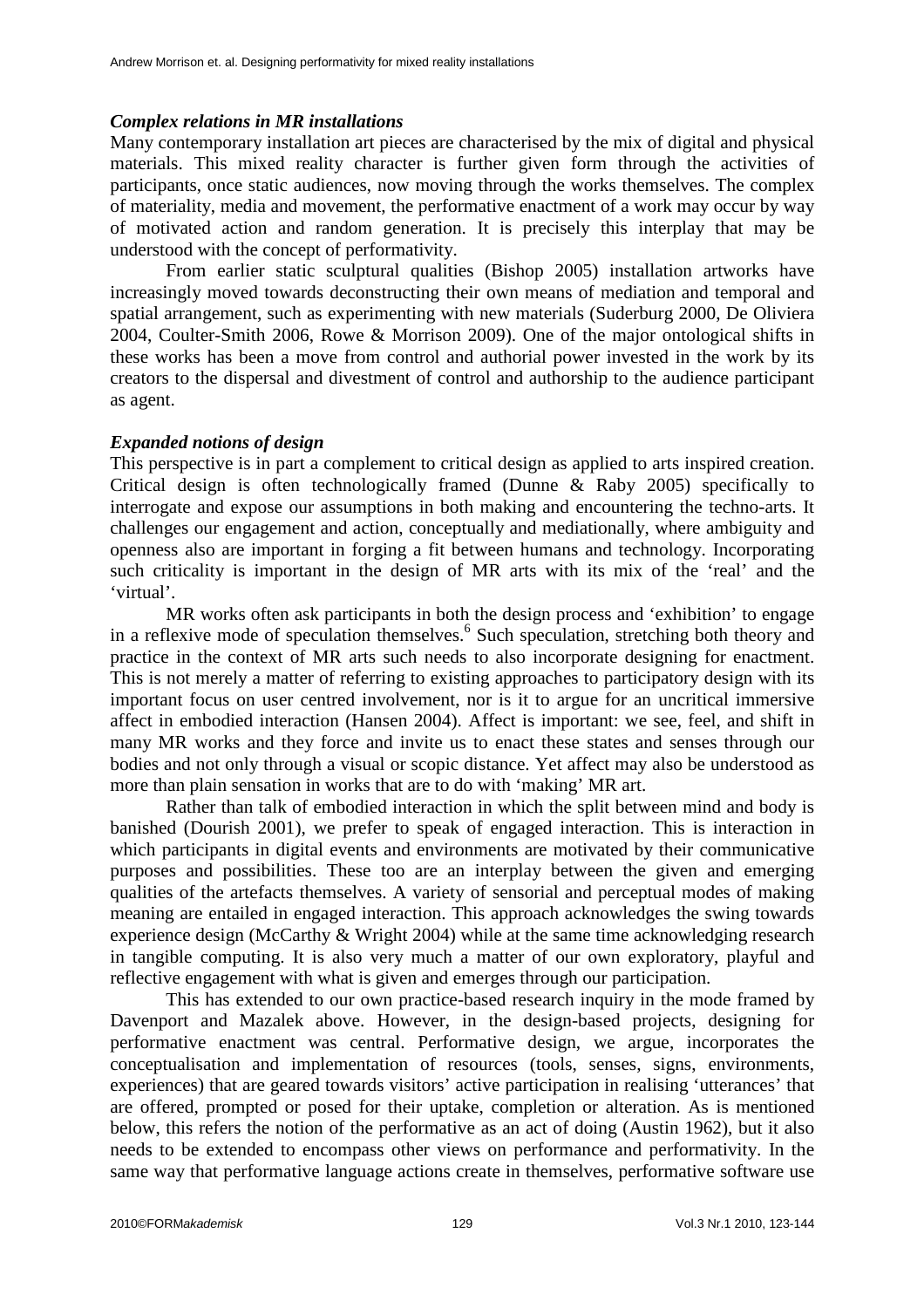### *Complex relations in MR installations*

Many contemporary installation art pieces are characterised by the mix of digital and physical materials. This mixed reality character is further given form through the activities of participants, once static audiences, now moving through the works themselves. The complex of materiality, media and movement, the performative enactment of a work may occur by way of motivated action and random generation. It is precisely this interplay that may be understood with the concept of performativity.

From earlier static sculptural qualities (Bishop 2005) installation artworks have increasingly moved towards deconstructing their own means of mediation and temporal and spatial arrangement, such as experimenting with new materials (Suderburg 2000, De Oliviera 2004, Coulter-Smith 2006, Rowe & Morrison 2009). One of the major ontological shifts in these works has been a move from control and authorial power invested in the work by its creators to the dispersal and divestment of control and authorship to the audience participant as agent.

### *Expanded notions of design*

This perspective is in part a complement to critical design as applied to arts inspired creation. Critical design is often technologically framed (Dunne & Raby 2005) specifically to interrogate and expose our assumptions in both making and encountering the techno-arts. It challenges our engagement and action, conceptually and mediationally, where ambiguity and openness also are important in forging a fit between humans and technology. Incorporating such criticality is important in the design of MR arts with its mix of the 'real' and the 'virtual'.

MR works often ask participants in both the design process and 'exhibition' to engage in a reflexive mode of speculation themselves.[6] Such speculation, stretching both theory and practice in the context of MR arts such needs to also incorporate designing for enactment. This is not merely a matter of referring to existing approaches to participatory design with its important focus on user centred involvement, nor is it to argue for an uncritical immersive affect in embodied interaction (Hansen 2004). Affect is important: we see, feel, and shift in many MR works and they force and invite us to enact these states and senses through our bodies and not only through a visual or scopic distance. Yet affect may also be understood as more than plain sensation in works that are to do with 'making' MR art.

Rather than talk of embodied interaction in which the split between mind and body is banished (Dourish 2001), we prefer to speak of engaged interaction. This is interaction in which participants in digital events and environments are motivated by their communicative purposes and possibilities. These too are an interplay between the given and emerging qualities of the artefacts themselves. A variety of sensorial and perceptual modes of making meaning are entailed in engaged interaction. This approach acknowledges the swing towards experience design (McCarthy & Wright 2004) while at the same time acknowledging research in tangible computing. It is also very much a matter of our own exploratory, playful and reflective engagement with what is given and emerges through our participation.

This has extended to our own practice-based research inquiry in the mode framed by Davenport and Mazalek above. However, in the design-based projects, designing for performative enactment was central. Performative design, we argue, incorporates the conceptualisation and implementation of resources (tools, senses, signs, environments, experiences) that are geared towards visitors' active participation in realising 'utterances' that are offered, prompted or posed for their uptake, completion or alteration. As is mentioned below, this refers the notion of the performative as an act of doing (Austin 1962), but it also needs to be extended to encompass other views on performance and performativity. In the same way that performative language actions create in themselves, performative software use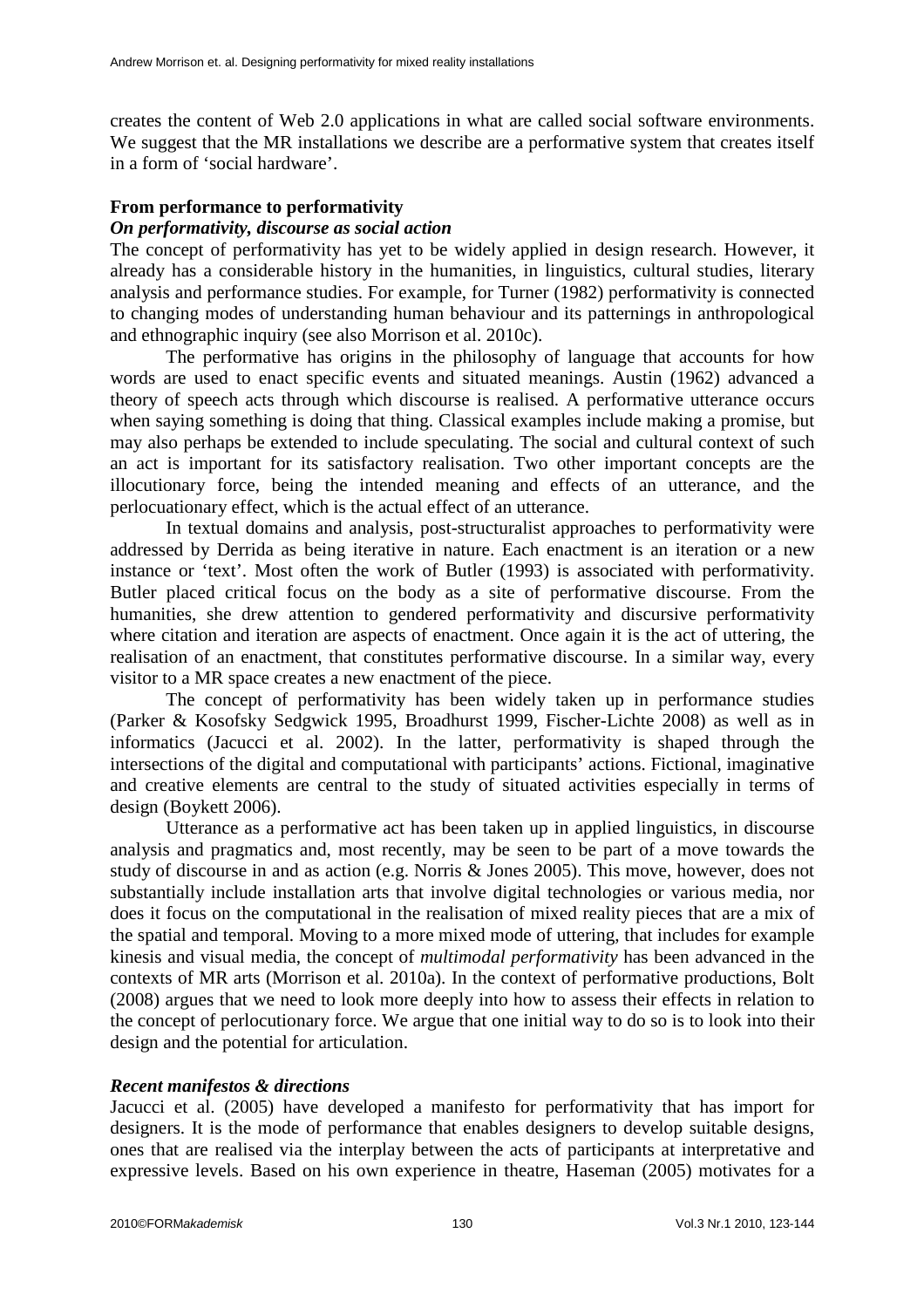creates the content of Web 2.0 applications in what are called social software environments. We suggest that the MR installations we describe are a performative system that creates itself in a form of 'social hardware'.

## From performance to performativity

### *On performativity, discourse as social action*

The concept of performativity has yet to be widely applied in design research. However, it already has a considerable history in the humanities, in linguistics, cultural studies, literary analysis and performance studies. For example, for Turner (1982) performativity is connected to changing modes of understanding human behaviour and its patternings in anthropological and ethnographic inquiry (see also Morrison et al. 2010c).

The performative has origins in the philosophy of language that accounts for how words are used to enact specific events and situated meanings. Austin (1962) advanced a theory of speech acts through which discourse is realised. A performative utterance occurs when saying something is doing that thing. Classical examples include making a promise, but may also perhaps be extended to include speculating. The social and cultural context of such an act is important for its satisfactory realisation. Two other important concepts are the illocutionary force, being the intended meaning and effects of an utterance, and the perlocuationary effect, which is the actual effect of an utterance.

In textual domains and analysis, post-structuralist approaches to performativity were addressed by Derrida as being iterative in nature. Each enactment is an iteration or a new instance or 'text'. Most often the work of Butler (1993) is associated with performativity. Butler placed critical focus on the body as a site of performative discourse. From the humanities, she drew attention to gendered performativity and discursive performativity where citation and iteration are aspects of enactment. Once again it is the act of uttering, the realisation of an enactment, that constitutes performative discourse. In a similar way, every visitor to a MR space creates a new enactment of the piece.

The concept of performativity has been widely taken up in performance studies (Parker & Kosofsky Sedgwick 1995, Broadhurst 1999, Fischer-Lichte 2008) as well as in informatics (Jacucci et al. 2002). In the latter, performativity is shaped through the intersections of the digital and computational with participants' actions. Fictional, imaginative and creative elements are central to the study of situated activities especially in terms of design (Boykett 2006).

Utterance as a performative act has been taken up in applied linguistics, in discourse analysis and pragmatics and, most recently, may be seen to be part of a move towards the study of discourse in and as action (e.g. Norris & Jones 2005). This move, however, does not substantially include installation arts that involve digital technologies or various media, nor does it focus on the computational in the realisation of mixed reality pieces that are a mix of the spatial and temporal. Moving to a more mixed mode of uttering, that includes for example kinesis and visual media, the concept of *multimodal performativity* has been advanced in the contexts of MR arts (Morrison et al. 2010a). In the context of performative productions, Bolt (2008) argues that we need to look more deeply into how to assess their effects in relation to the concept of perlocutionary force. We argue that one initial way to do so is to look into their design and the potential for articulation.

### *Recent manifestos & directions*

Jacucci et al. (2005) have developed a manifesto for performativity that has import for designers. It is the mode of performance that enables designers to develop suitable designs, ones that are realised via the interplay between the acts of participants at interpretative and expressive levels. Based on his own experience in theatre, Haseman (2005) motivates for a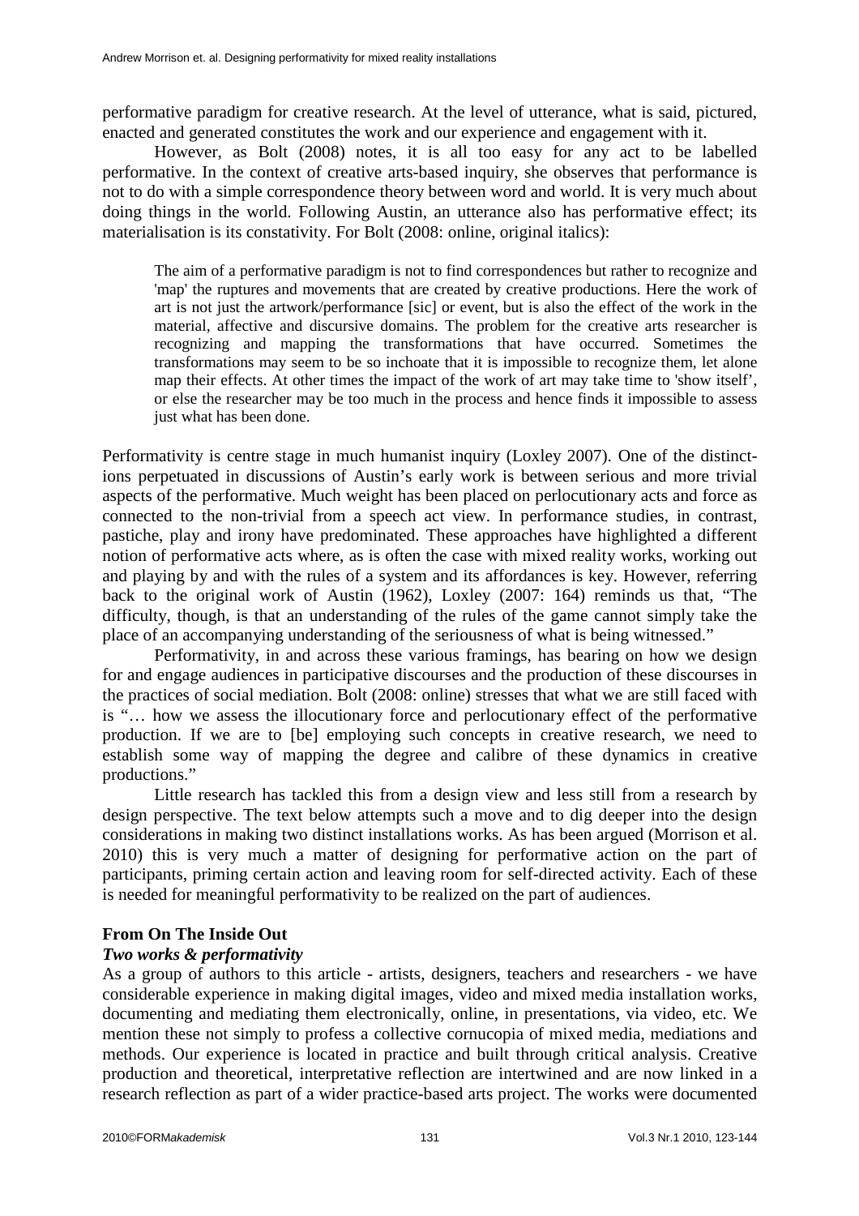performative paradigm for creative research. At the level of utterance, what is said, pictured, enacted and generated constitutes the work and our experience and engagement with it.

However, as Bolt (2008) notes, it is all too easy for any act to be labelled performative. In the context of creative arts-based inquiry, she observes that performance is not to do with a simple correspondence theory between word and world. It is very much about doing things in the world. Following Austin, an utterance also has performative effect; its materialisation is its constativity. For Bolt (2008: online, original italics):

> The aim of a performative paradigm is not to find correspondences but rather to recognize and 'map' the ruptures and movements that are created by creative productions. Here the work of art is not just the artwork/performance [sic] or event, but is also the effect of the work in the material, affective and discursive domains. The problem for the creative arts researcher is recognizing and mapping the transformations that have occurred. Sometimes the transformations may seem to be so inchoate that it is impossible to recognize them, let alone map their effects. At other times the impact of the work of art may take time to 'show itself', or else the researcher may be too much in the process and hence finds it impossible to assess just what has been done.

Performativity is centre stage in much humanist inquiry (Loxley 2007). One of the distinctions perpetuated in discussions of Austin's early work is between serious and more trivial aspects of the performative. Much weight has been placed on perlocutionary acts and force as connected to the non-trivial from a speech act view. In performance studies, in contrast, pastiche, play and irony have predominated. These approaches have highlighted a different notion of performative acts where, as is often the case with mixed reality works, working out and playing by and with the rules of a system and its affordances is key. However, referring back to the original work of Austin (1962), Loxley (2007: 164) reminds us that, "The difficulty, though, is that an understanding of the rules of the game cannot simply take the place of an accompanying understanding of the seriousness of what is being witnessed."

Performativity, in and across these various framings, has bearing on how we design for and engage audiences in participative discourses and the production of these discourses in the practices of social mediation. Bolt (2008: online) stresses that what we are still faced with is "… how we assess the illocutionary force and perlocutionary effect of the performative production. If we are to [be] employing such concepts in creative research, we need to establish some way of mapping the degree and calibre of these dynamics in creative productions."

Little research has tackled this from a design view and less still from a research by design perspective. The text below attempts such a move and to dig deeper into the design considerations in making two distinct installations works. As has been argued (Morrison et al. 2010) this is very much a matter of designing for performative action on the part of participants, priming certain action and leaving room for self-directed activity. Each of these is needed for meaningful performativity to be realized on the part of audiences.

## From On The Inside Out

### *Two works & performativity*

As a group of authors to this article - artists, designers, teachers and researchers - we have considerable experience in making digital images, video and mixed media installation works, documenting and mediating them electronically, online, in presentations, via video, etc. We mention these not simply to profess a collective cornucopia of mixed media, mediations and methods. Our experience is located in practice and built through critical analysis. Creative production and theoretical, interpretative reflection are intertwined and are now linked in a research reflection as part of a wider practice-based arts project. The works were documented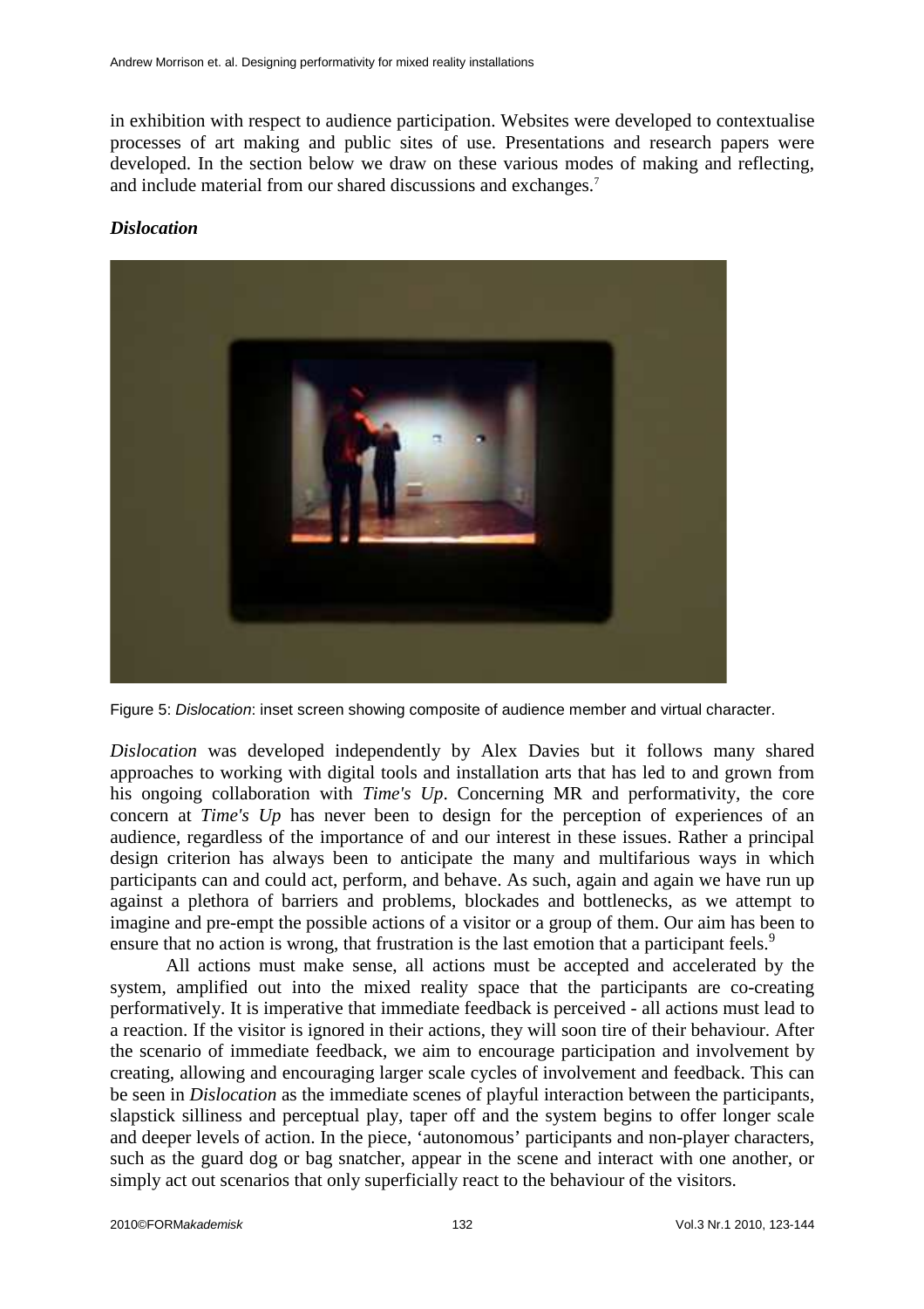in exhibition with respect to audience participation. Websites were developed to contextualise processes of art making and public sites of use. Presentations and research papers were developed. In the section below we draw on these various modes of making and reflecting, and include material from our shared discussions and exchanges.[7]

### *Dislocation*

Figure 5: *Dislocation*: inset screen showing composite of audience member and virtual character.

*Dislocation* was developed independently by Alex Davies but it follows many shared approaches to working with digital tools and installation arts that has led to and grown from his ongoing collaboration with *Time's Up*. Concerning MR and performativity, the core concern at *Time's Up* has never been to design for the perception of experiences of an audience, regardless of the importance of and our interest in these issues. Rather a principal design criterion has always been to anticipate the many and multifarious ways in which participants can and could act, perform, and behave. As such, again and again we have run up against a plethora of barriers and problems, blockades and bottlenecks, as we attempt to imagine and pre-empt the possible actions of a visitor or a group of them. Our aim has been to ensure that no action is wrong, that frustration is the last emotion that a participant feels.[9]

All actions must make sense, all actions must be accepted and accelerated by the system, amplified out into the mixed reality space that the participants are co-creating performatively. It is imperative that immediate feedback is perceived - all actions must lead to a reaction. If the visitor is ignored in their actions, they will soon tire of their behaviour. After the scenario of immediate feedback, we aim to encourage participation and involvement by creating, allowing and encouraging larger scale cycles of involvement and feedback. This can be seen in *Dislocation* as the immediate scenes of playful interaction between the participants, slapstick silliness and perceptual play, taper off and the system begins to offer longer scale and deeper levels of action. In the piece, 'autonomous' participants and non-player characters, such as the guard dog or bag snatcher, appear in the scene and interact with one another, or simply act out scenarios that only superficially react to the behaviour of the visitors.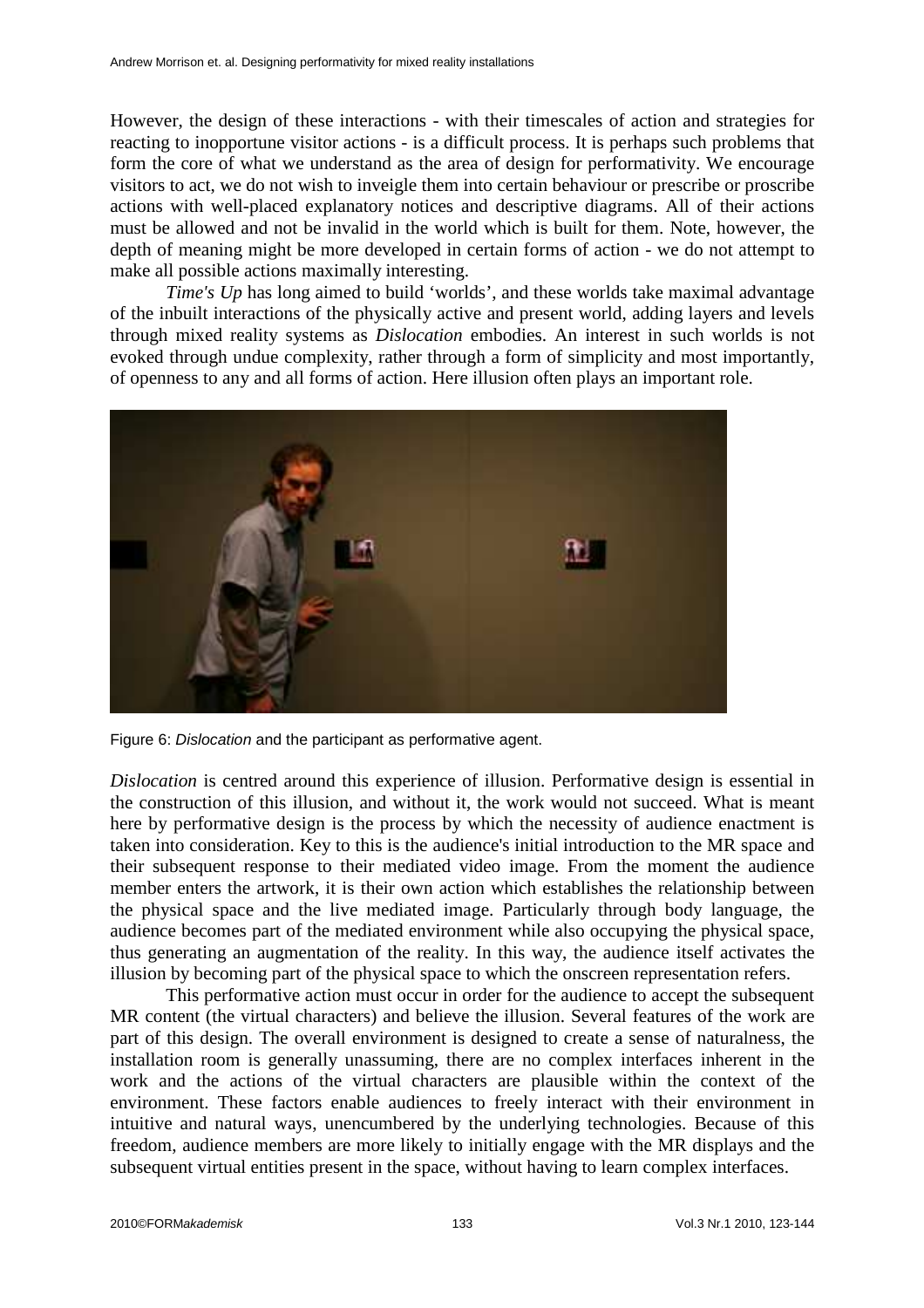However, the design of these interactions - with their timescales of action and strategies for reacting to inopportune visitor actions - is a difficult process. It is perhaps such problems that form the core of what we understand as the area of design for performativity. We encourage visitors to act, we do not wish to inveigle them into certain behaviour or prescribe or proscribe actions with well-placed explanatory notices and descriptive diagrams. All of their actions must be allowed and not be invalid in the world which is built for them. Note, however, the depth of meaning might be more developed in certain forms of action - we do not attempt to make all possible actions maximally interesting.

*Time's Up* has long aimed to build 'worlds', and these worlds take maximal advantage of the inbuilt interactions of the physically active and present world, adding layers and levels through mixed reality systems as *Dislocation* embodies. An interest in such worlds is not evoked through undue complexity, rather through a form of simplicity and most importantly, of openness to any and all forms of action. Here illusion often plays an important role.

Figure 6: *Dislocation* and the participant as performative agent.

*Dislocation* is centred around this experience of illusion. Performative design is essential in the construction of this illusion, and without it, the work would not succeed. What is meant here by performative design is the process by which the necessity of audience enactment is taken into consideration. Key to this is the audience's initial introduction to the MR space and their subsequent response to their mediated video image. From the moment the audience member enters the artwork, it is their own action which establishes the relationship between the physical space and the live mediated image. Particularly through body language, the audience becomes part of the mediated environment while also occupying the physical space, thus generating an augmentation of the reality. In this way, the audience itself activates the illusion by becoming part of the physical space to which the onscreen representation refers.

This performative action must occur in order for the audience to accept the subsequent MR content (the virtual characters) and believe the illusion. Several features of the work are part of this design. The overall environment is designed to create a sense of naturalness, the installation room is generally unassuming, there are no complex interfaces inherent in the work and the actions of the virtual characters are plausible within the context of the environment. These factors enable audiences to freely interact with their environment in intuitive and natural ways, unencumbered by the underlying technologies. Because of this freedom, audience members are more likely to initially engage with the MR displays and the subsequent virtual entities present in the space, without having to learn complex interfaces.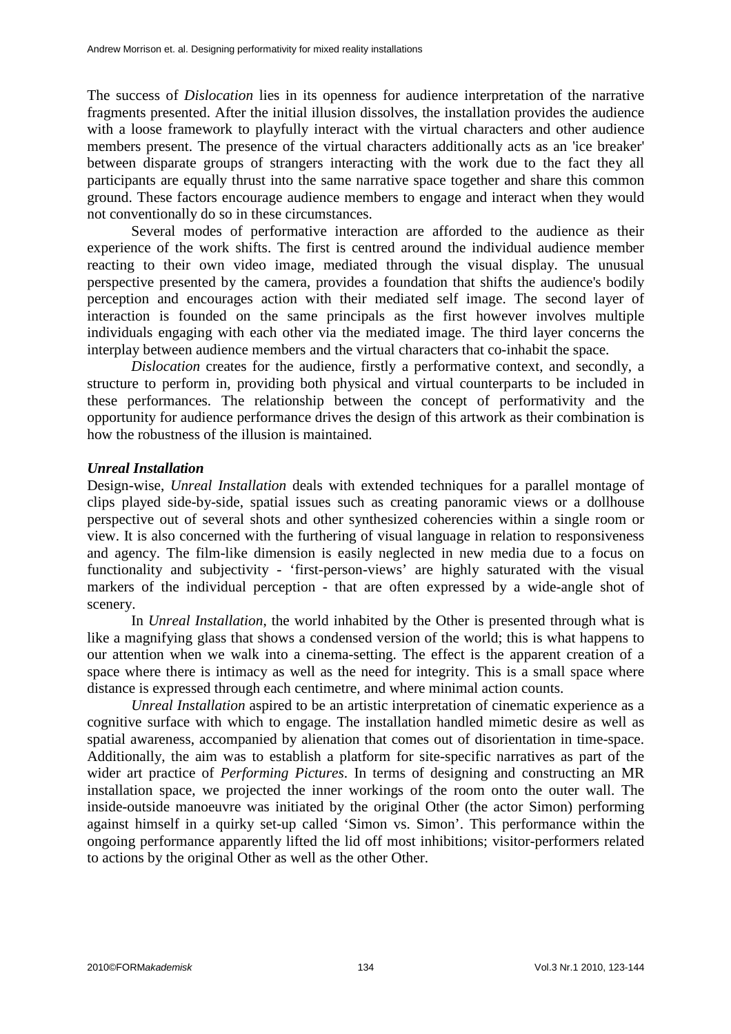The success of *Dislocation* lies in its openness for audience interpretation of the narrative fragments presented. After the initial illusion dissolves, the installation provides the audience with a loose framework to playfully interact with the virtual characters and other audience members present. The presence of the virtual characters additionally acts as an 'ice breaker' between disparate groups of strangers interacting with the work due to the fact they all participants are equally thrust into the same narrative space together and share this common ground. These factors encourage audience members to engage and interact when they would not conventionally do so in these circumstances.

Several modes of performative interaction are afforded to the audience as their experience of the work shifts. The first is centred around the individual audience member reacting to their own video image, mediated through the visual display. The unusual perspective presented by the camera, provides a foundation that shifts the audience's bodily perception and encourages action with their mediated self image. The second layer of interaction is founded on the same principals as the first however involves multiple individuals engaging with each other via the mediated image. The third layer concerns the interplay between audience members and the virtual characters that co-inhabit the space.

*Dislocation* creates for the audience, firstly a performative context, and secondly, a structure to perform in, providing both physical and virtual counterparts to be included in these performances. The relationship between the concept of performativity and the opportunity for audience performance drives the design of this artwork as their combination is how the robustness of the illusion is maintained.

### *Unreal Installation*

Design-wise, *Unreal Installation* deals with extended techniques for a parallel montage of clips played side-by-side, spatial issues such as creating panoramic views or a dollhouse perspective out of several shots and other synthesized coherencies within a single room or view. It is also concerned with the furthering of visual language in relation to responsiveness and agency. The film-like dimension is easily neglected in new media due to a focus on functionality and subjectivity - 'first-person-views' are highly saturated with the visual markers of the individual perception - that are often expressed by a wide-angle shot of scenery.

In *Unreal Installation*, the world inhabited by the Other is presented through what is like a magnifying glass that shows a condensed version of the world; this is what happens to our attention when we walk into a cinema-setting. The effect is the apparent creation of a space where there is intimacy as well as the need for integrity. This is a small space where distance is expressed through each centimetre, and where minimal action counts.

*Unreal Installation* aspired to be an artistic interpretation of cinematic experience as a cognitive surface with which to engage. The installation handled mimetic desire as well as spatial awareness, accompanied by alienation that comes out of disorientation in time-space. Additionally, the aim was to establish a platform for site-specific narratives as part of the wider art practice of *Performing Pictures*. In terms of designing and constructing an MR installation space, we projected the inner workings of the room onto the outer wall. The inside-outside manoeuvre was initiated by the original Other (the actor Simon) performing against himself in a quirky set-up called 'Simon vs. Simon'. This performance within the ongoing performance apparently lifted the lid off most inhibitions; visitor-performers related to actions by the original Other as well as the other Other.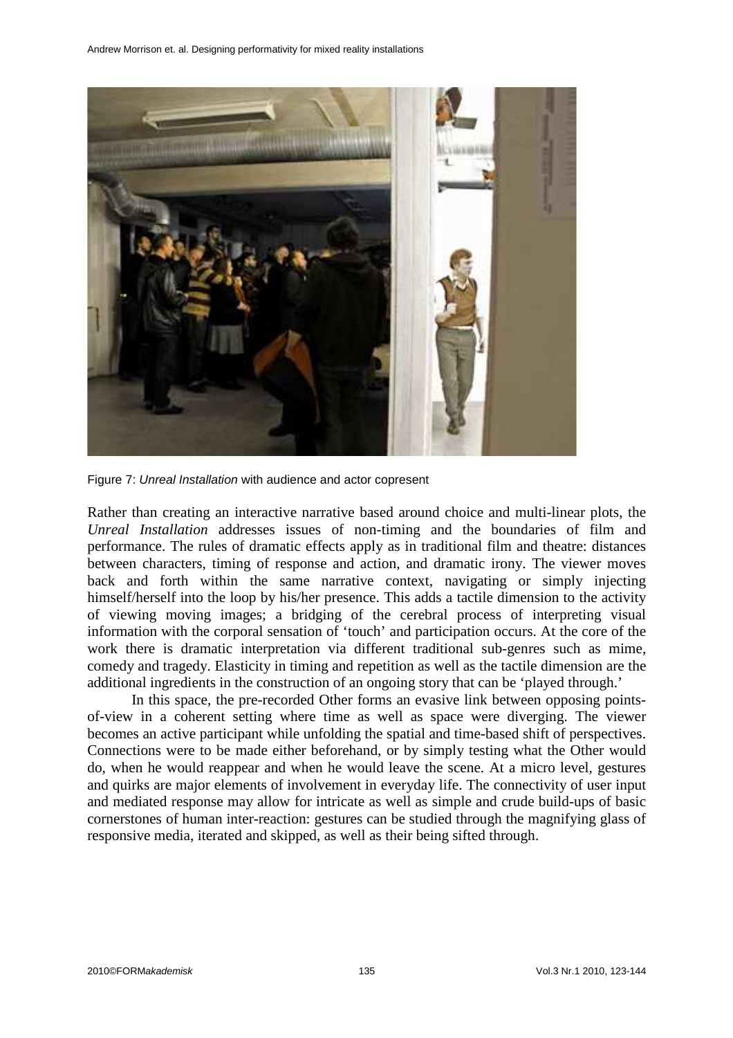Figure 7: *Unreal Installation* with audience and actor copresent

Rather than creating an interactive narrative based around choice and multi-linear plots, the *Unreal Installation* addresses issues of non-timing and the boundaries of film and performance. The rules of dramatic effects apply as in traditional film and theatre: distances between characters, timing of response and action, and dramatic irony. The viewer moves back and forth within the same narrative context, navigating or simply injecting himself/herself into the loop by his/her presence. This adds a tactile dimension to the activity of viewing moving images; a bridging of the cerebral process of interpreting visual information with the corporal sensation of 'touch' and participation occurs. At the core of the work there is dramatic interpretation via different traditional sub-genres such as mime, comedy and tragedy. Elasticity in timing and repetition as well as the tactile dimension are the additional ingredients in the construction of an ongoing story that can be 'played through.'

In this space, the pre-recorded Other forms an evasive link between opposing points-of-view in a coherent setting where time as well as space were diverging. The viewer becomes an active participant while unfolding the spatial and time-based shift of perspectives. Connections were to be made either beforehand, or by simply testing what the Other would do, when he would reappear and when he would leave the scene. At a micro level, gestures and quirks are major elements of involvement in everyday life. The connectivity of user input and mediated response may allow for intricate as well as simple and crude build-ups of basic cornerstones of human inter-reaction: gestures can be studied through the magnifying glass of responsive media, iterated and skipped, as well as their being sifted through.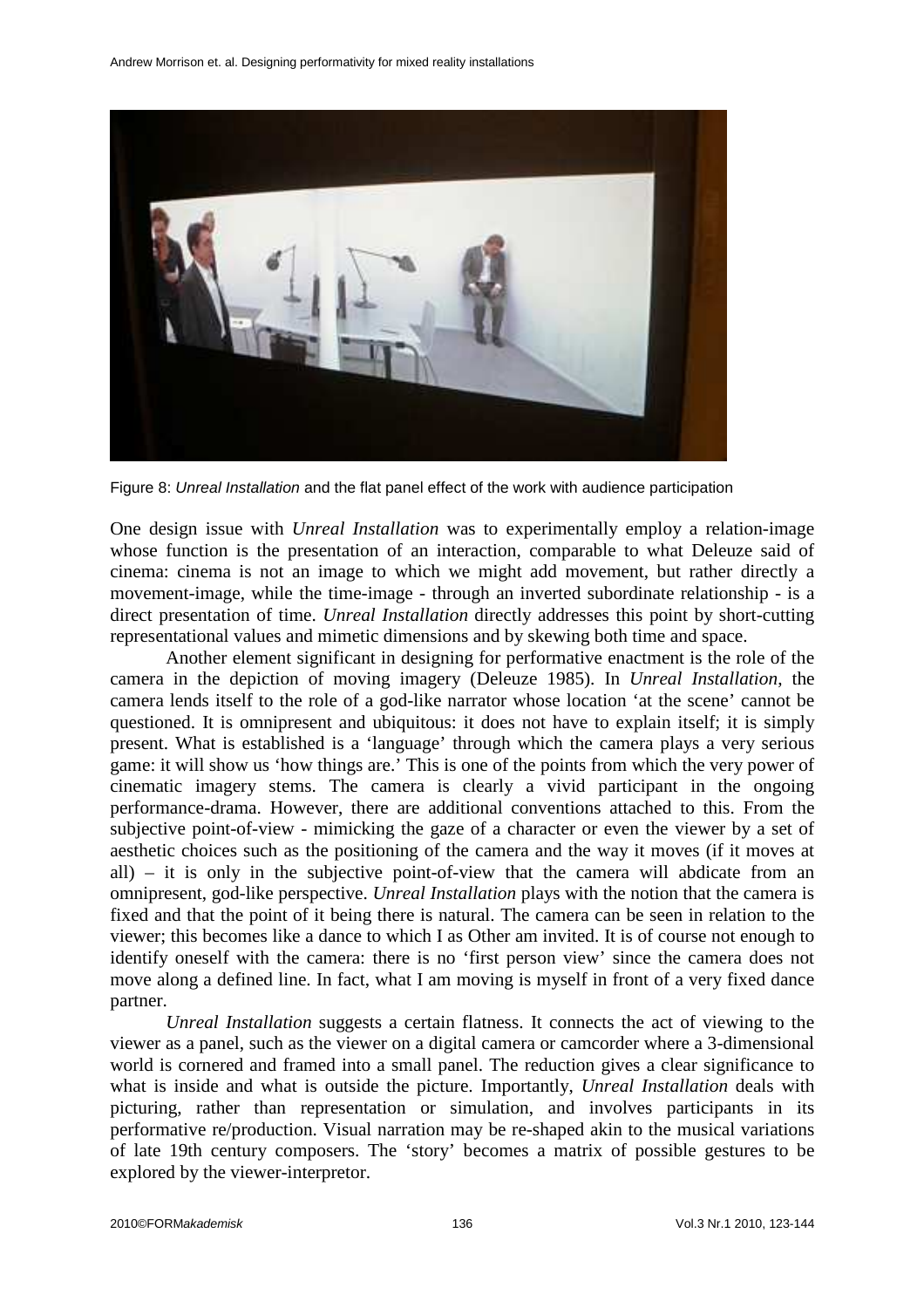Figure 8: *Unreal Installation* and the flat panel effect of the work with audience participation

One design issue with *Unreal Installation* was to experimentally employ a relation-image whose function is the presentation of an interaction, comparable to what Deleuze said of cinema: cinema is not an image to which we might add movement, but rather directly a movement-image, while the time-image - through an inverted subordinate relationship - is a direct presentation of time. *Unreal Installation* directly addresses this point by short-cutting representational values and mimetic dimensions and by skewing both time and space.

Another element significant in designing for performative enactment is the role of the camera in the depiction of moving imagery (Deleuze 1985). In *Unreal Installation*, the camera lends itself to the role of a god-like narrator whose location 'at the scene' cannot be questioned. It is omnipresent and ubiquitous: it does not have to explain itself; it is simply present. What is established is a 'language' through which the camera plays a very serious game: it will show us 'how things are.' This is one of the points from which the very power of cinematic imagery stems. The camera is clearly a vivid participant in the ongoing performance-drama. However, there are additional conventions attached to this. From the subjective point-of-view - mimicking the gaze of a character or even the viewer by a set of aesthetic choices such as the positioning of the camera and the way it moves (if it moves at all) – it is only in the subjective point-of-view that the camera will abdicate from an omnipresent, god-like perspective. *Unreal Installation* plays with the notion that the camera is fixed and that the point of it being there is natural. The camera can be seen in relation to the viewer; this becomes like a dance to which I as Other am invited. It is of course not enough to identify oneself with the camera: there is no 'first person view' since the camera does not move along a defined line. In fact, what I am moving is myself in front of a very fixed dance partner.

*Unreal Installation* suggests a certain flatness. It connects the act of viewing to the viewer as a panel, such as the viewer on a digital camera or camcorder where a 3-dimensional world is cornered and framed into a small panel. The reduction gives a clear significance to what is inside and what is outside the picture. Importantly, *Unreal Installation* deals with picturing, rather than representation or simulation, and involves participants in its performative re/production. Visual narration may be re-shaped akin to the musical variations of late 19th century composers. The 'story' becomes a matrix of possible gestures to be explored by the viewer-interpretor.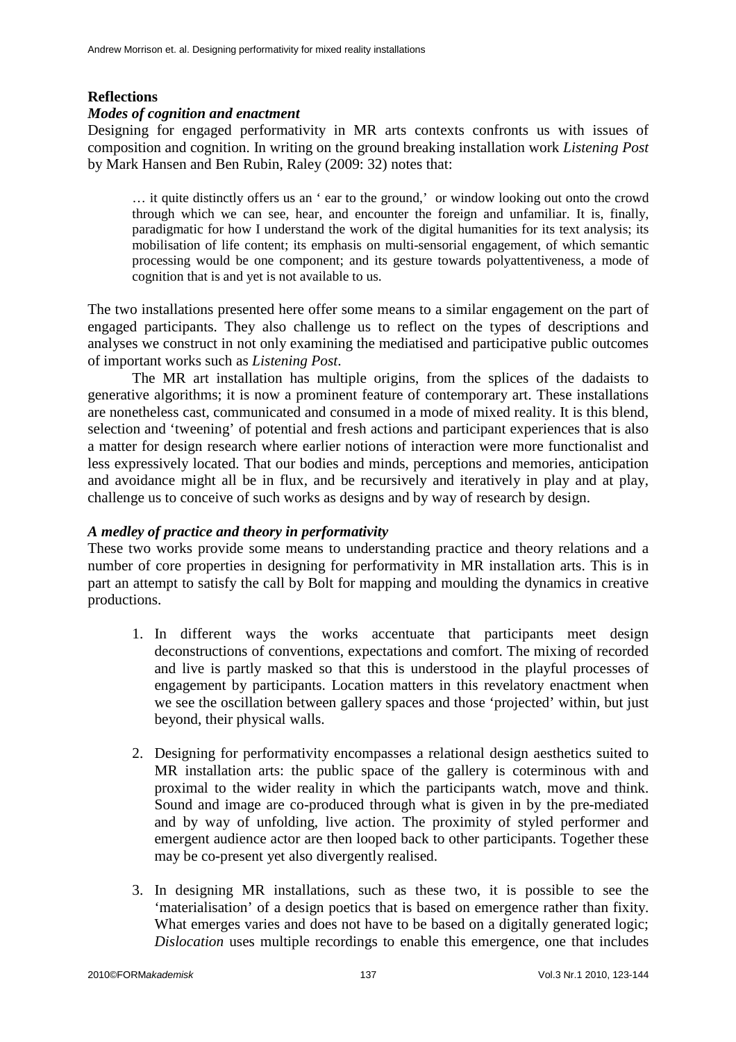## Reflections

### *Modes of cognition and enactment*

Designing for engaged performativity in MR arts contexts confronts us with issues of composition and cognition. In writing on the ground breaking installation work *Listening Post* by Mark Hansen and Ben Rubin, Raley (2009: 32) notes that:

> … it quite distinctly offers us an ' ear to the ground,' or window looking out onto the crowd through which we can see, hear, and encounter the foreign and unfamiliar. It is, finally, paradigmatic for how I understand the work of the digital humanities for its text analysis; its mobilisation of life content; its emphasis on multi-sensorial engagement, of which semantic processing would be one component; and its gesture towards polyattentiveness, a mode of cognition that is and yet is not available to us.

The two installations presented here offer some means to a similar engagement on the part of engaged participants. They also challenge us to reflect on the types of descriptions and analyses we construct in not only examining the mediatised and participative public outcomes of important works such as *Listening Post*.

The MR art installation has multiple origins, from the splices of the dadaists to generative algorithms; it is now a prominent feature of contemporary art. These installations are nonetheless cast, communicated and consumed in a mode of mixed reality. It is this blend, selection and 'tweening' of potential and fresh actions and participant experiences that is also a matter for design research where earlier notions of interaction were more functionalist and less expressively located. That our bodies and minds, perceptions and memories, anticipation and avoidance might all be in flux, and be recursively and iteratively in play and at play, challenge us to conceive of such works as designs and by way of research by design.

### *A medley of practice and theory in performativity*

These two works provide some means to understanding practice and theory relations and a number of core properties in designing for performativity in MR installation arts. This is in part an attempt to satisfy the call by Bolt for mapping and moulding the dynamics in creative productions.

1. In different ways the works accentuate that participants meet design deconstructions of conventions, expectations and comfort. The mixing of recorded and live is partly masked so that this is understood in the playful processes of engagement by participants. Location matters in this revelatory enactment when we see the oscillation between gallery spaces and those 'projected' within, but just beyond, their physical walls.

2. Designing for performativity encompasses a relational design aesthetics suited to MR installation arts: the public space of the gallery is coterminous with and proximal to the wider reality in which the participants watch, move and think. Sound and image are co-produced through what is given in by the pre-mediated and by way of unfolding, live action. The proximity of styled performer and emergent audience actor are then looped back to other participants. Together these may be co-present yet also divergently realised.

3. In designing MR installations, such as these two, it is possible to see the 'materialisation' of a design poetics that is based on emergence rather than fixity. What emerges varies and does not have to be based on a digitally generated logic; *Dislocation* uses multiple recordings to enable this emergence, one that includes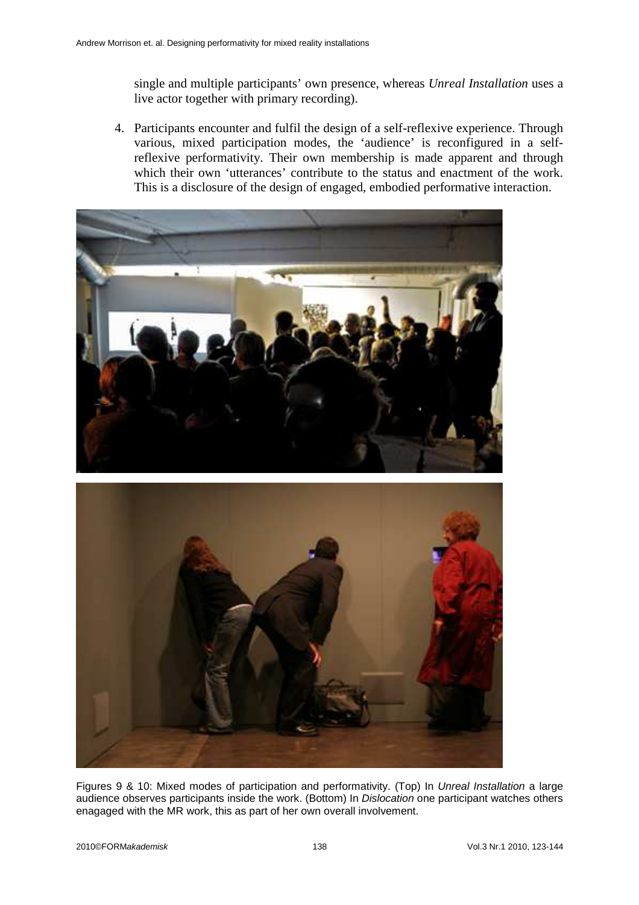single and multiple participants' own presence, whereas *Unreal Installation* uses a live actor together with primary recording).

4. Participants encounter and fulfil the design of a self-reflexive experience. Through various, mixed participation modes, the 'audience' is reconfigured in a self-reflexive performativity. Their own membership is made apparent and through which their own 'utterances' contribute to the status and enactment of the work. This is a disclosure of the design of engaged, embodied performative interaction.

Figures 9 & 10: Mixed modes of participation and performativity. (Top) In *Unreal Installation* a large audience observes participants inside the work. (Bottom) In *Dislocation* one participant watches others enagaged with the MR work, this as part of her own overall involvement.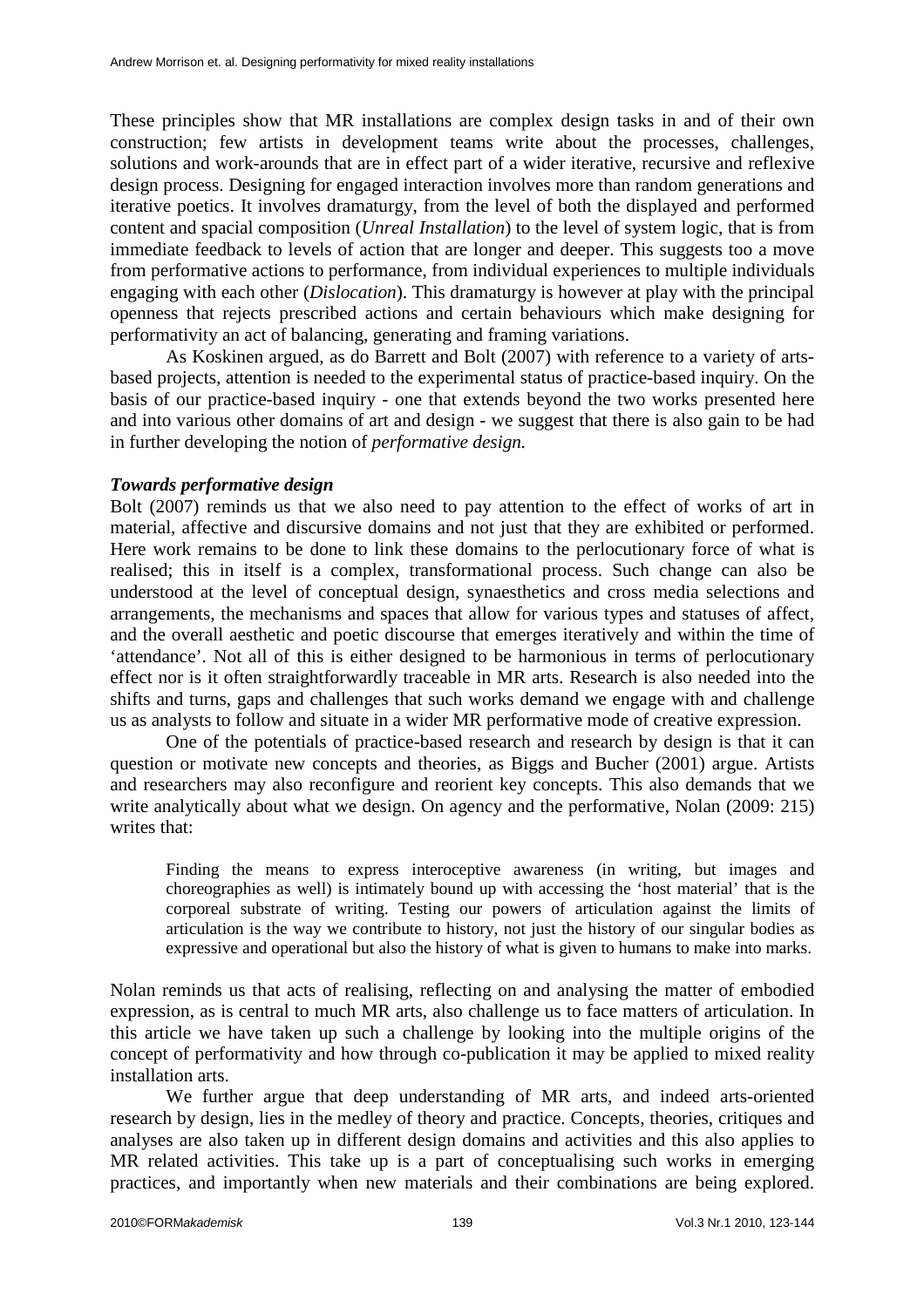These principles show that MR installations are complex design tasks in and of their own construction; few artists in development teams write about the processes, challenges, solutions and work-arounds that are in effect part of a wider iterative, recursive and reflexive design process. Designing for engaged interaction involves more than random generations and iterative poetics. It involves dramaturgy, from the level of both the displayed and performed content and spacial composition (*Unreal Installation*) to the level of system logic, that is from immediate feedback to levels of action that are longer and deeper. This suggests too a move from performative actions to performance, from individual experiences to multiple individuals engaging with each other (*Dislocation*). This dramaturgy is however at play with the principal openness that rejects prescribed actions and certain behaviours which make designing for performativity an act of balancing, generating and framing variations.

As Koskinen argued, as do Barrett and Bolt (2007) with reference to a variety of arts-based projects, attention is needed to the experimental status of practice-based inquiry. On the basis of our practice-based inquiry - one that extends beyond the two works presented here and into various other domains of art and design - we suggest that there is also gain to be had in further developing the notion of *performative design.*

### *Towards performative design*

Bolt (2007) reminds us that we also need to pay attention to the effect of works of art in material, affective and discursive domains and not just that they are exhibited or performed. Here work remains to be done to link these domains to the perlocutionary force of what is realised; this in itself is a complex, transformational process. Such change can also be understood at the level of conceptual design, synaesthetics and cross media selections and arrangements, the mechanisms and spaces that allow for various types and statuses of affect, and the overall aesthetic and poetic discourse that emerges iteratively and within the time of 'attendance'. Not all of this is either designed to be harmonious in terms of perlocutionary effect nor is it often straightforwardly traceable in MR arts. Research is also needed into the shifts and turns, gaps and challenges that such works demand we engage with and challenge us as analysts to follow and situate in a wider MR performative mode of creative expression.

One of the potentials of practice-based research and research by design is that it can question or motivate new concepts and theories, as Biggs and Bucher (2001) argue. Artists and researchers may also reconfigure and reorient key concepts. This also demands that we write analytically about what we design. On agency and the performative, Nolan (2009: 215) writes that:

> Finding the means to express interoceptive awareness (in writing, but images and choreographies as well) is intimately bound up with accessing the 'host material' that is the corporeal substrate of writing. Testing our powers of articulation against the limits of articulation is the way we contribute to history, not just the history of our singular bodies as expressive and operational but also the history of what is given to humans to make into marks.

Nolan reminds us that acts of realising, reflecting on and analysing the matter of embodied expression, as is central to much MR arts, also challenge us to face matters of articulation. In this article we have taken up such a challenge by looking into the multiple origins of the concept of performativity and how through co-publication it may be applied to mixed reality installation arts.

We further argue that deep understanding of MR arts, and indeed arts-oriented research by design, lies in the medley of theory and practice. Concepts, theories, critiques and analyses are also taken up in different design domains and activities and this also applies to MR related activities. This take up is a part of conceptualising such works in emerging practices, and importantly when new materials and their combinations are being explored.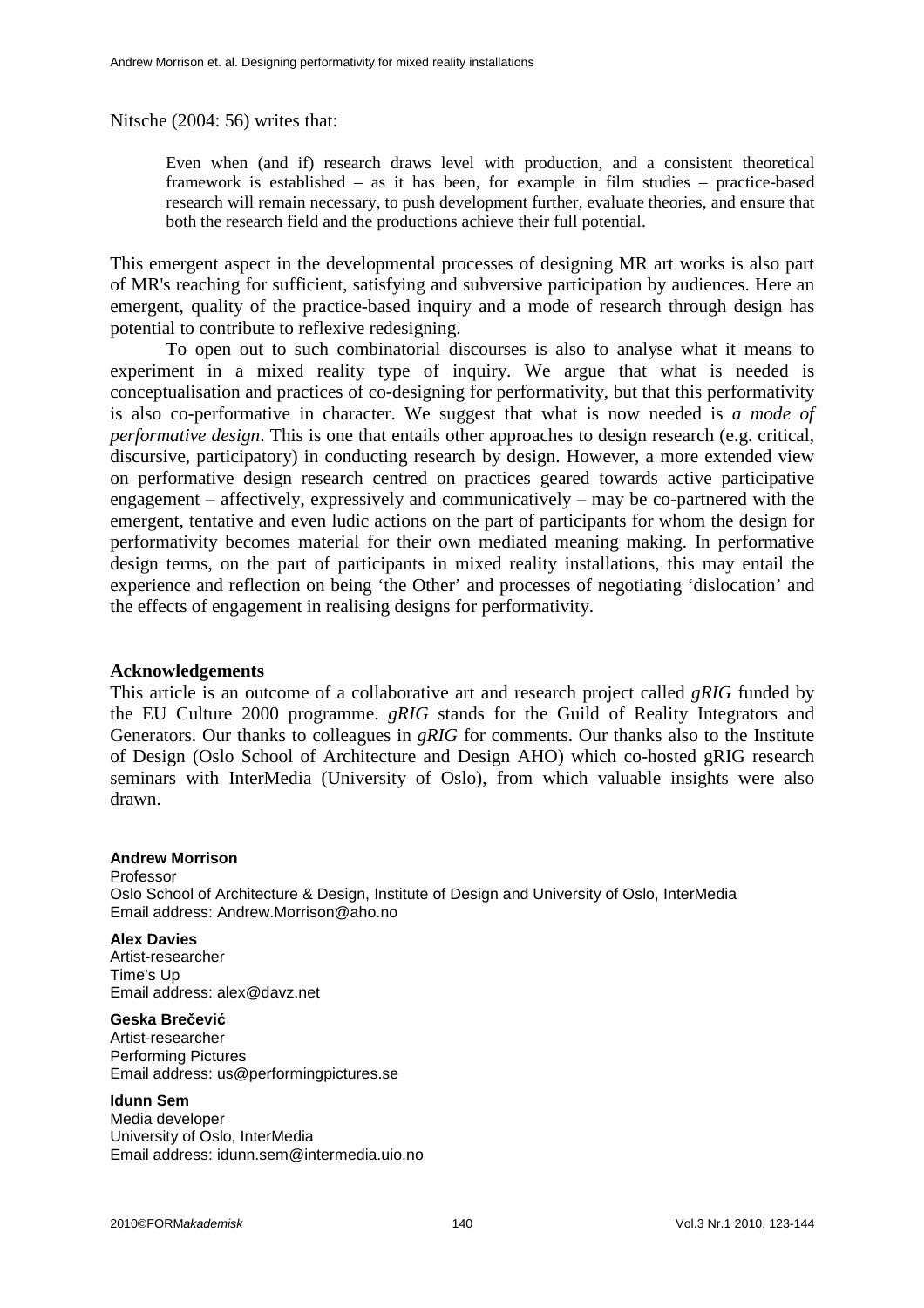Nitsche (2004: 56) writes that:

> Even when (and if) research draws level with production, and a consistent theoretical framework is established – as it has been, for example in film studies – practice-based research will remain necessary, to push development further, evaluate theories, and ensure that both the research field and the productions achieve their full potential.

This emergent aspect in the developmental processes of designing MR art works is also part of MR's reaching for sufficient, satisfying and subversive participation by audiences. Here an emergent, quality of the practice-based inquiry and a mode of research through design has potential to contribute to reflexive redesigning.

To open out to such combinatorial discourses is also to analyse what it means to experiment in a mixed reality type of inquiry. We argue that what is needed is conceptualisation and practices of co-designing for performativity, but that this performativity is also co-performative in character. We suggest that what is now needed is *a mode of performative design*. This is one that entails other approaches to design research (e.g. critical, discursive, participatory) in conducting research by design. However, a more extended view on performative design research centred on practices geared towards active participative engagement – affectively, expressively and communicatively – may be co-partnered with the emergent, tentative and even ludic actions on the part of participants for whom the design for performativity becomes material for their own mediated meaning making. In performative design terms, on the part of participants in mixed reality installations, this may entail the experience and reflection on being 'the Other' and processes of negotiating 'dislocation' and the effects of engagement in realising designs for performativity.

## Acknowledgements

This article is an outcome of a collaborative art and research project called *gRIG* funded by the EU Culture 2000 programme. *gRIG* stands for the Guild of Reality Integrators and Generators. Our thanks to colleagues in *gRIG* for comments. Our thanks also to the Institute of Design (Oslo School of Architecture and Design AHO) which co-hosted gRIG research seminars with InterMedia (University of Oslo), from which valuable insights were also drawn.

**Andrew Morrison**
Professor
Oslo School of Architecture & Design, Institute of Design and University of Oslo, InterMedia
Email address: Andrew.Morrison@aho.no

**Alex Davies**
Artist-researcher
Time's Up
Email address: alex@davz.net

**Geska Brečević**
Artist-researcher
Performing Pictures
Email address: us@performingpictures.se

**Idunn Sem**
Media developer
University of Oslo, InterMedia
Email address: idunn.sem@intermedia.uio.no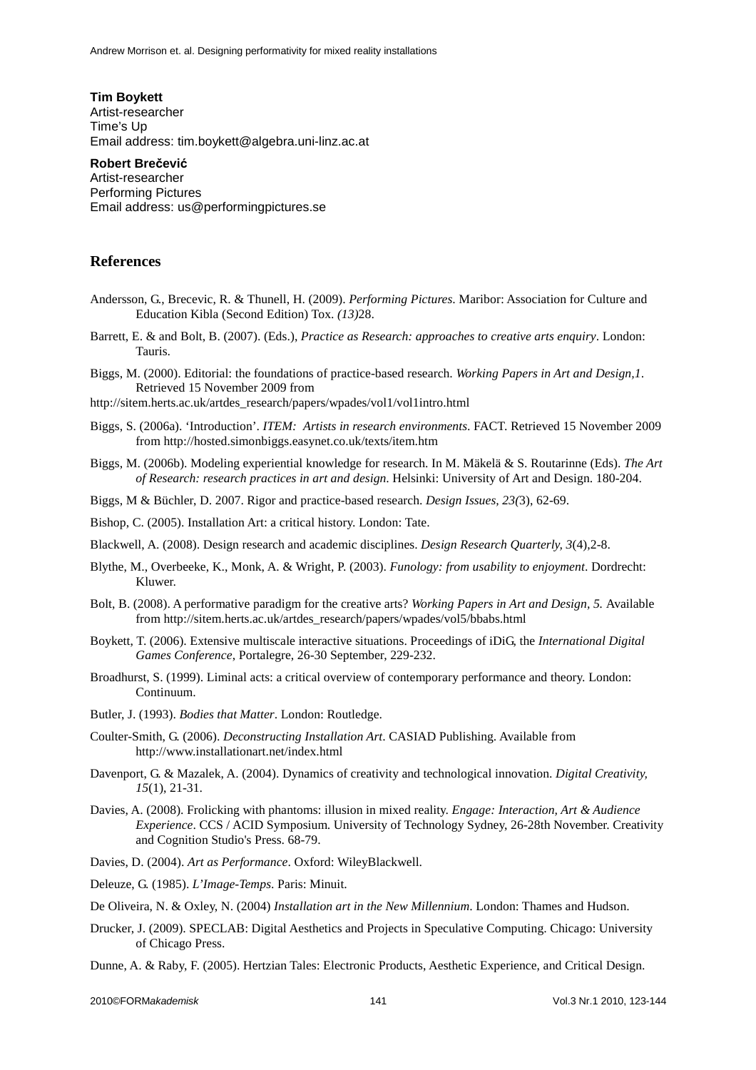**Tim Boykett**
Artist-researcher
Time's Up
Email address: tim.boykett@algebra.uni-linz.ac.at

**Robert Brečević**
Artist-researcher
Performing Pictures
Email address: us@performingpictures.se

## References

Andersson, G., Brecevic, R. & Thunell, H. (2009). *Performing Pictures*. Maribor: Association for Culture and Education Kibla (Second Edition) Tox. *(13)*28.

Barrett, E. & and Bolt, B. (2007). (Eds.), *Practice as Research: approaches to creative arts enquiry*. London: Tauris.

Biggs, M. (2000). Editorial: the foundations of practice-based research. *Working Papers in Art and Design,1*. Retrieved 15 November 2009 from
http://sitem.herts.ac.uk/artdes_research/papers/wpades/vol1/vol1intro.html

Biggs, S. (2006a). 'Introduction'. *ITEM: Artists in research environments*. FACT. Retrieved 15 November 2009 from http://hosted.simonbiggs.easynet.co.uk/texts/item.htm

Biggs, M. (2006b). Modeling experiential knowledge for research. In M. Mäkelä & S. Routarinne (Eds). *The Art of Research: research practices in art and design*. Helsinki: University of Art and Design. 180-204.

Biggs, M & Büchler, D. 2007. Rigor and practice-based research. *Design Issues, 23(*3), 62-69.

Bishop, C. (2005). Installation Art: a critical history. London: Tate.

Blackwell, A. (2008). Design research and academic disciplines. *Design Research Quarterly, 3*(4),2-8.

Blythe, M., Overbeeke, K., Monk, A. & Wright, P. (2003). *Funology: from usability to enjoyment*. Dordrecht: Kluwer.

Bolt, B. (2008). A performative paradigm for the creative arts? *Working Papers in Art and Design, 5.* Available from http://sitem.herts.ac.uk/artdes_research/papers/wpades/vol5/bbabs.html

Boykett, T. (2006). Extensive multiscale interactive situations. Proceedings of iDiG, the *International Digital Games Conference*, Portalegre, 26-30 September, 229-232.

Broadhurst, S. (1999). Liminal acts: a critical overview of contemporary performance and theory. London: Continuum.

Butler, J. (1993). *Bodies that Matter*. London: Routledge.

Coulter-Smith, G. (2006). *Deconstructing Installation Art*. CASIAD Publishing. Available from http://www.installationart.net/index.html

Davenport, G. & Mazalek, A. (2004). Dynamics of creativity and technological innovation. *Digital Creativity, 15*(1), 21-31.

Davies, A. (2008). Frolicking with phantoms: illusion in mixed reality. *Engage: Interaction, Art & Audience Experience*. CCS / ACID Symposium. University of Technology Sydney, 26-28th November. Creativity and Cognition Studio's Press. 68-79.

Davies, D. (2004). *Art as Performance*. Oxford: WileyBlackwell.

Deleuze, G. (1985). *L'Image-Temps*. Paris: Minuit.

De Oliveira, N. & Oxley, N. (2004) *Installation art in the New Millennium*. London: Thames and Hudson.

Drucker, J. (2009). SPECLAB: Digital Aesthetics and Projects in Speculative Computing. Chicago: University of Chicago Press.

Dunne, A. & Raby, F. (2005). Hertzian Tales: Electronic Products, Aesthetic Experience, and Critical Design.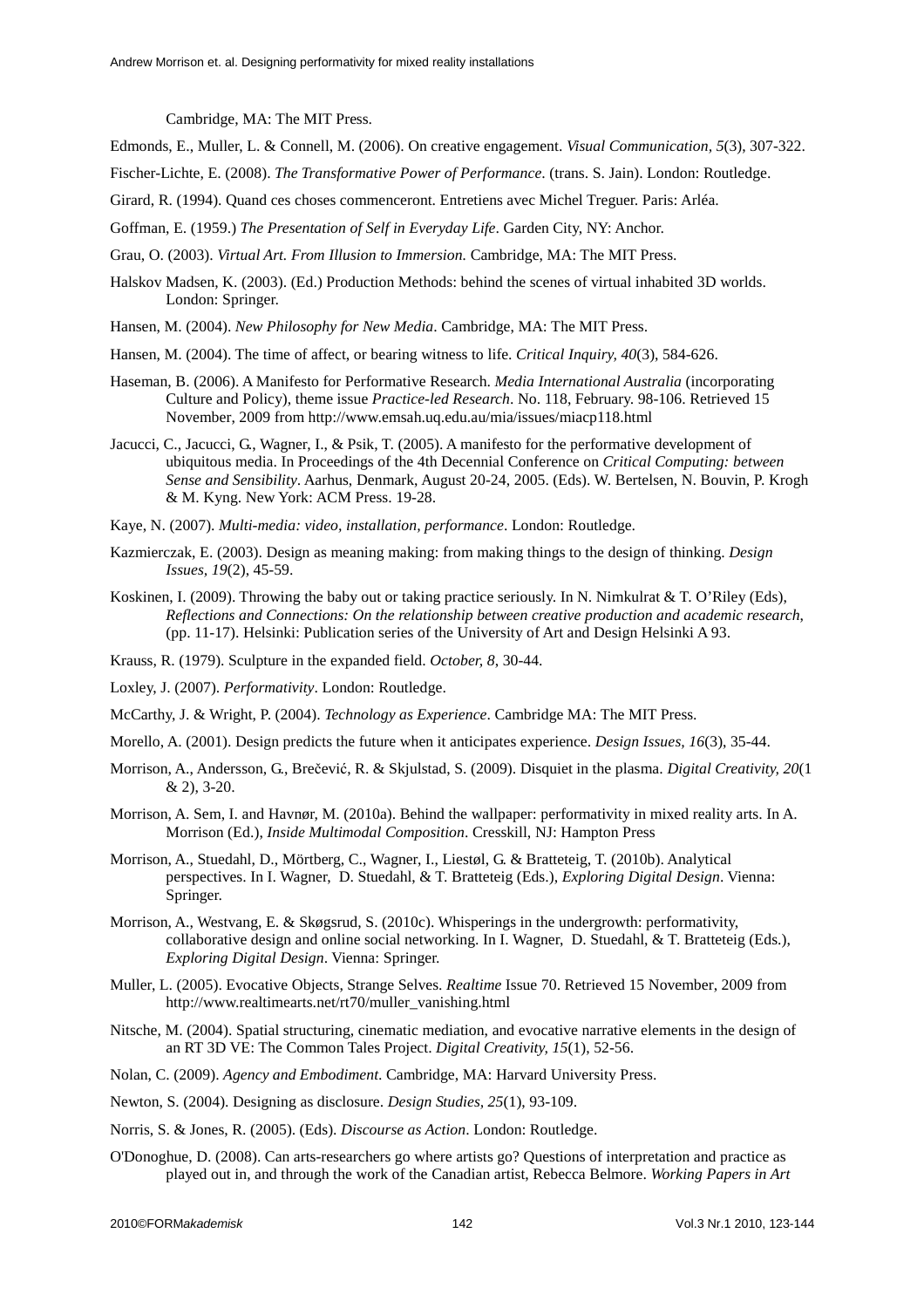Cambridge, MA: The MIT Press.

Edmonds, E., Muller, L. & Connell, M. (2006). On creative engagement. *Visual Communication, 5*(3), 307-322.

Fischer-Lichte, E. (2008). *The Transformative Power of Performance*. (trans. S. Jain). London: Routledge.

Girard, R. (1994). Quand ces choses commenceront. Entretiens avec Michel Treguer. Paris: Arléa.

Goffman, E. (1959.) *The Presentation of Self in Everyday Life*. Garden City, NY: Anchor.

Grau, O. (2003). *Virtual Art. From Illusion to Immersion.* Cambridge, MA: The MIT Press.

Halskov Madsen, K. (2003). (Ed.) Production Methods: behind the scenes of virtual inhabited 3D worlds. London: Springer.

Hansen, M. (2004). *New Philosophy for New Media*. Cambridge, MA: The MIT Press.

Hansen, M. (2004). The time of affect, or bearing witness to life. *Critical Inquiry, 40*(3), 584-626.

Haseman, B. (2006). A Manifesto for Performative Research. *Media International Australia* (incorporating Culture and Policy), theme issue *Practice-led Research*. No. 118, February. 98-106. Retrieved 15 November, 2009 from http://www.emsah.uq.edu.au/mia/issues/miacp118.html

Jacucci, C., Jacucci, G., Wagner, I., & Psik, T. (2005). A manifesto for the performative development of ubiquitous media. In Proceedings of the 4th Decennial Conference on *Critical Computing: between Sense and Sensibility*. Aarhus, Denmark, August 20-24, 2005. (Eds). W. Bertelsen, N. Bouvin, P. Krogh & M. Kyng. New York: ACM Press. 19-28.

Kaye, N. (2007). *Multi-media: video, installation, performance*. London: Routledge.

Kazmierczak, E. (2003). Design as meaning making: from making things to the design of thinking. *Design Issues, 19*(2), 45-59.

Koskinen, I. (2009). Throwing the baby out or taking practice seriously. In N. Nimkulrat & T. O'Riley (Eds), *Reflections and Connections: On the relationship between creative production and academic research*, (pp. 11-17). Helsinki: Publication series of the University of Art and Design Helsinki A 93.

Krauss, R. (1979). Sculpture in the expanded field. *October, 8*, 30-44.

Loxley, J. (2007). *Performativity*. London: Routledge.

McCarthy, J. & Wright, P. (2004). *Technology as Experience*. Cambridge MA: The MIT Press.

Morello, A. (2001). Design predicts the future when it anticipates experience. *Design Issues, 16*(3), 35-44.

Morrison, A., Andersson, G., Brečević, R. & Skjulstad, S. (2009). Disquiet in the plasma. *Digital Creativity, 20*(1 & 2), 3-20.

Morrison, A. Sem, I. and Havnør, M. (2010a). Behind the wallpaper: performativity in mixed reality arts. In A. Morrison (Ed.), *Inside Multimodal Composition*. Cresskill, NJ: Hampton Press

Morrison, A., Stuedahl, D., Mörtberg, C., Wagner, I., Liestøl, G. & Bratteteig, T. (2010b). Analytical perspectives. In I. Wagner, D. Stuedahl, & T. Bratteteig (Eds.), *Exploring Digital Design*. Vienna: Springer.

Morrison, A., Westvang, E. & Skøgsrud, S. (2010c). Whisperings in the undergrowth: performativity, collaborative design and online social networking. In I. Wagner, D. Stuedahl, & T. Bratteteig (Eds.), *Exploring Digital Design*. Vienna: Springer.

Muller, L. (2005). Evocative Objects, Strange Selves. *Realtime* Issue 70. Retrieved 15 November, 2009 from http://www.realtimearts.net/rt70/muller_vanishing.html

Nitsche, M. (2004). Spatial structuring, cinematic mediation, and evocative narrative elements in the design of an RT 3D VE: The Common Tales Project. *Digital Creativity, 15*(1), 52-56.

Nolan, C. (2009). *Agency and Embodiment*. Cambridge, MA: Harvard University Press.

Newton, S. (2004). Designing as disclosure. *Design Studies, 25*(1), 93-109.

Norris, S. & Jones, R. (2005). (Eds). *Discourse as Action*. London: Routledge.

O'Donoghue, D. (2008). Can arts-researchers go where artists go? Questions of interpretation and practice as played out in, and through the work of the Canadian artist, Rebecca Belmore. *Working Papers in Art*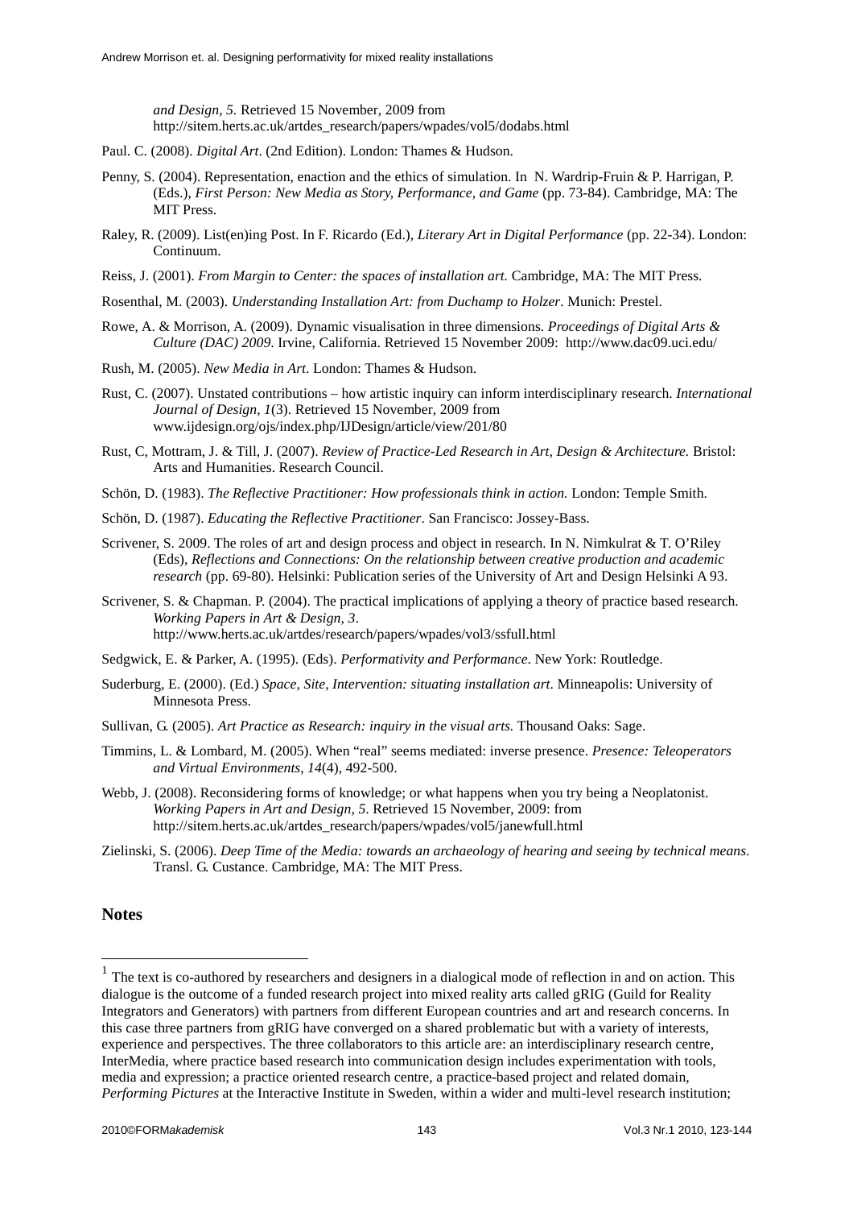*and Design, 5.* Retrieved 15 November, 2009 from http://sitem.herts.ac.uk/artdes_research/papers/wpades/vol5/dodabs.html

Paul. C. (2008). *Digital Art*. (2nd Edition). London: Thames & Hudson.

Penny, S. (2004). Representation, enaction and the ethics of simulation. In N. Wardrip-Fruin & P. Harrigan, P. (Eds.), *First Person: New Media as Story, Performance, and Game* (pp. 73-84). Cambridge, MA: The MIT Press.

Raley, R. (2009). List(en)ing Post. In F. Ricardo (Ed.), *Literary Art in Digital Performance* (pp. 22-34). London: Continuum.

Reiss, J. (2001). *From Margin to Center: the spaces of installation art.* Cambridge, MA: The MIT Press.

Rosenthal, M. (2003). *Understanding Installation Art: from Duchamp to Holzer*. Munich: Prestel.

Rowe, A. & Morrison, A. (2009). Dynamic visualisation in three dimensions. *Proceedings of Digital Arts & Culture (DAC) 2009*. Irvine, California. Retrieved 15 November 2009: http://www.dac09.uci.edu/

Rush, M. (2005). *New Media in Art*. London: Thames & Hudson.

Rust, C. (2007). Unstated contributions – how artistic inquiry can inform interdisciplinary research. *International Journal of Design, 1*(3). Retrieved 15 November, 2009 from www.ijdesign.org/ojs/index.php/IJDesign/article/view/201/80

Rust, C, Mottram, J. & Till, J. (2007). *Review of Practice-Led Research in Art, Design & Architecture.* Bristol: Arts and Humanities. Research Council.

Schön, D. (1983). *The Reflective Practitioner: How professionals think in action.* London: Temple Smith.

Schön, D. (1987). *Educating the Reflective Practitioner*. San Francisco: Jossey-Bass.

Scrivener, S. 2009. The roles of art and design process and object in research. In N. Nimkulrat & T. O'Riley (Eds), *Reflections and Connections: On the relationship between creative production and academic research* (pp. 69-80). Helsinki: Publication series of the University of Art and Design Helsinki A 93.

Scrivener, S. & Chapman. P. (2004). The practical implications of applying a theory of practice based research. *Working Papers in Art & Design, 3*. http://www.herts.ac.uk/artdes/research/papers/wpades/vol3/ssfull.html

Sedgwick, E. & Parker, A. (1995). (Eds). *Performativity and Performance*. New York: Routledge.

Suderburg, E. (2000). (Ed.) *Space, Site, Intervention: situating installation art*. Minneapolis: University of Minnesota Press.

Sullivan, G. (2005). *Art Practice as Research: inquiry in the visual arts.* Thousand Oaks: Sage.

Timmins, L. & Lombard, M. (2005). When "real" seems mediated: inverse presence. *Presence: Teleoperators and Virtual Environments*, *14*(4), 492-500.

Webb, J. (2008). Reconsidering forms of knowledge; or what happens when you try being a Neoplatonist. *Working Papers in Art and Design, 5*. Retrieved 15 November, 2009: from http://sitem.herts.ac.uk/artdes_research/papers/wpades/vol5/janewfull.html

Zielinski, S. (2006). *Deep Time of the Media: towards an archaeology of hearing and seeing by technical means*. Transl. G. Custance. Cambridge, MA: The MIT Press.

## Notes

[1] The text is co-authored by researchers and designers in a dialogical mode of reflection in and on action. This dialogue is the outcome of a funded research project into mixed reality arts called gRIG (Guild for Reality Integrators and Generators) with partners from different European countries and art and research concerns. In this case three partners from gRIG have converged on a shared problematic but with a variety of interests, experience and perspectives. The three collaborators to this article are: an interdisciplinary research centre, InterMedia, where practice based research into communication design includes experimentation with tools, media and expression; a practice oriented research centre, a practice-based project and related domain, *Performing Pictures* at the Interactive Institute in Sweden, within a wider and multi-level research institution;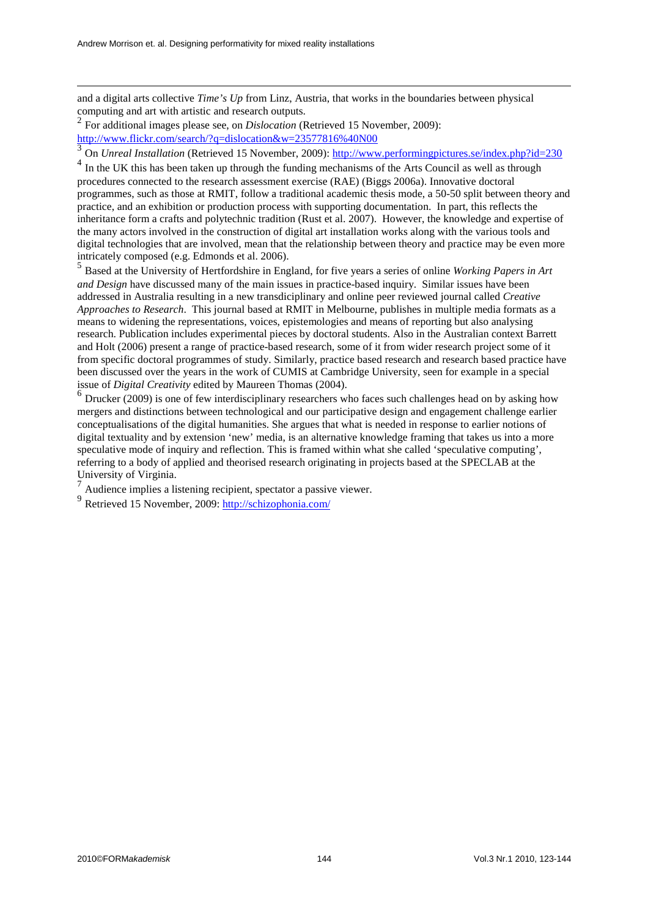and a digital arts collective *Time's Up* from Linz, Austria, that works in the boundaries between physical computing and art with artistic and research outputs.

[2] For additional images please see, on *Dislocation* (Retrieved 15 November, 2009): http://www.flickr.com/search/?q=dislocation&w=23577816%40N00

[3] On *Unreal Installation* (Retrieved 15 November, 2009): http://www.performingpictures.se/index.php?id=230

[4] In the UK this has been taken up through the funding mechanisms of the Arts Council as well as through procedures connected to the research assessment exercise (RAE) (Biggs 2006a). Innovative doctoral programmes, such as those at RMIT, follow a traditional academic thesis mode, a 50-50 split between theory and practice, and an exhibition or production process with supporting documentation. In part, this reflects the inheritance form a crafts and polytechnic tradition (Rust et al. 2007). However, the knowledge and expertise of the many actors involved in the construction of digital art installation works along with the various tools and digital technologies that are involved, mean that the relationship between theory and practice may be even more intricately composed (e.g. Edmonds et al. 2006).

[5] Based at the University of Hertfordshire in England, for five years a series of online *Working Papers in Art and Design* have discussed many of the main issues in practice-based inquiry. Similar issues have been addressed in Australia resulting in a new transdiciplinary and online peer reviewed journal called *Creative Approaches to Research*. This journal based at RMIT in Melbourne, publishes in multiple media formats as a means to widening the representations, voices, epistemologies and means of reporting but also analysing research. Publication includes experimental pieces by doctoral students. Also in the Australian context Barrett and Holt (2006) present a range of practice-based research, some of it from wider research project some of it from specific doctoral programmes of study. Similarly, practice based research and research based practice have been discussed over the years in the work of CUMIS at Cambridge University, seen for example in a special issue of *Digital Creativity* edited by Maureen Thomas (2004).

[6] Drucker (2009) is one of few interdisciplinary researchers who faces such challenges head on by asking how mergers and distinctions between technological and our participative design and engagement challenge earlier conceptualisations of the digital humanities. She argues that what is needed in response to earlier notions of digital textuality and by extension 'new' media, is an alternative knowledge framing that takes us into a more speculative mode of inquiry and reflection. This is framed within what she called 'speculative computing', referring to a body of applied and theorised research originating in projects based at the SPECLAB at the University of Virginia.

[7] Audience implies a listening recipient, spectator a passive viewer.

[9] Retrieved 15 November, 2009: http://schizophonia.com/